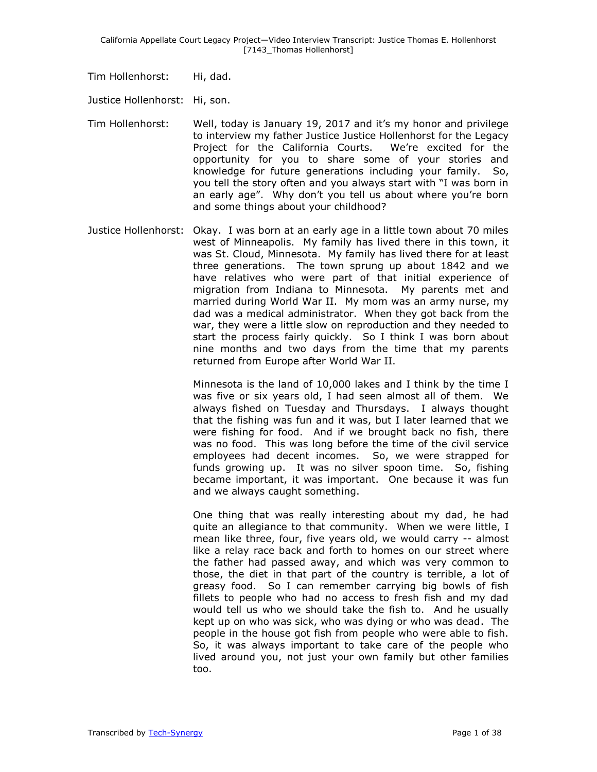Tim Hollenhorst: Hi, dad.

Justice Hollenhorst: Hi, son.

Tim Hollenhorst: Well, today is January 19, 2017 and it's my honor and privilege to interview my father Justice Justice Hollenhorst for the Legacy Project for the California Courts. We're excited for the opportunity for you to share some of your stories and knowledge for future generations including your family. So, you tell the story often and you always start with "I was born in an early age". Why don't you tell us about where you're born and some things about your childhood?

Justice Hollenhorst: Okay. I was born at an early age in a little town about 70 miles west of Minneapolis. My family has lived there in this town, it was St. Cloud, Minnesota. My family has lived there for at least three generations. The town sprung up about 1842 and we have relatives who were part of that initial experience of migration from Indiana to Minnesota. My parents met and married during World War II. My mom was an army nurse, my dad was a medical administrator. When they got back from the war, they were a little slow on reproduction and they needed to start the process fairly quickly. So I think I was born about nine months and two days from the time that my parents returned from Europe after World War II.

Minnesota is the land of 10,000 lakes and I think by the time I was five or six years old, I had seen almost all of them. We always fished on Tuesday and Thursdays. I always thought that the fishing was fun and it was, but I later learned that we were fishing for food. And if we brought back no fish, there was no food. This was long before the time of the civil service employees had decent incomes. So, we were strapped for funds growing up. It was no silver spoon time. So, fishing became important, it was important. One because it was fun and we always caught something.

One thing that was really interesting about my dad, he had quite an allegiance to that community. When we were little, I mean like three, four, five years old, we would carry -- almost like a relay race back and forth to homes on our street where the father had passed away, and which was very common to those, the diet in that part of the country is terrible, a lot of greasy food. So I can remember carrying big bowls of fish fillets to people who had no access to fresh fish and my dad would tell us who we should take the fish to. And he usually kept up on who was sick, who was dying or who was dead. The people in the house got fish from people who were able to fish. So, it was always important to take care of the people who lived around you, not just your own family but other families too.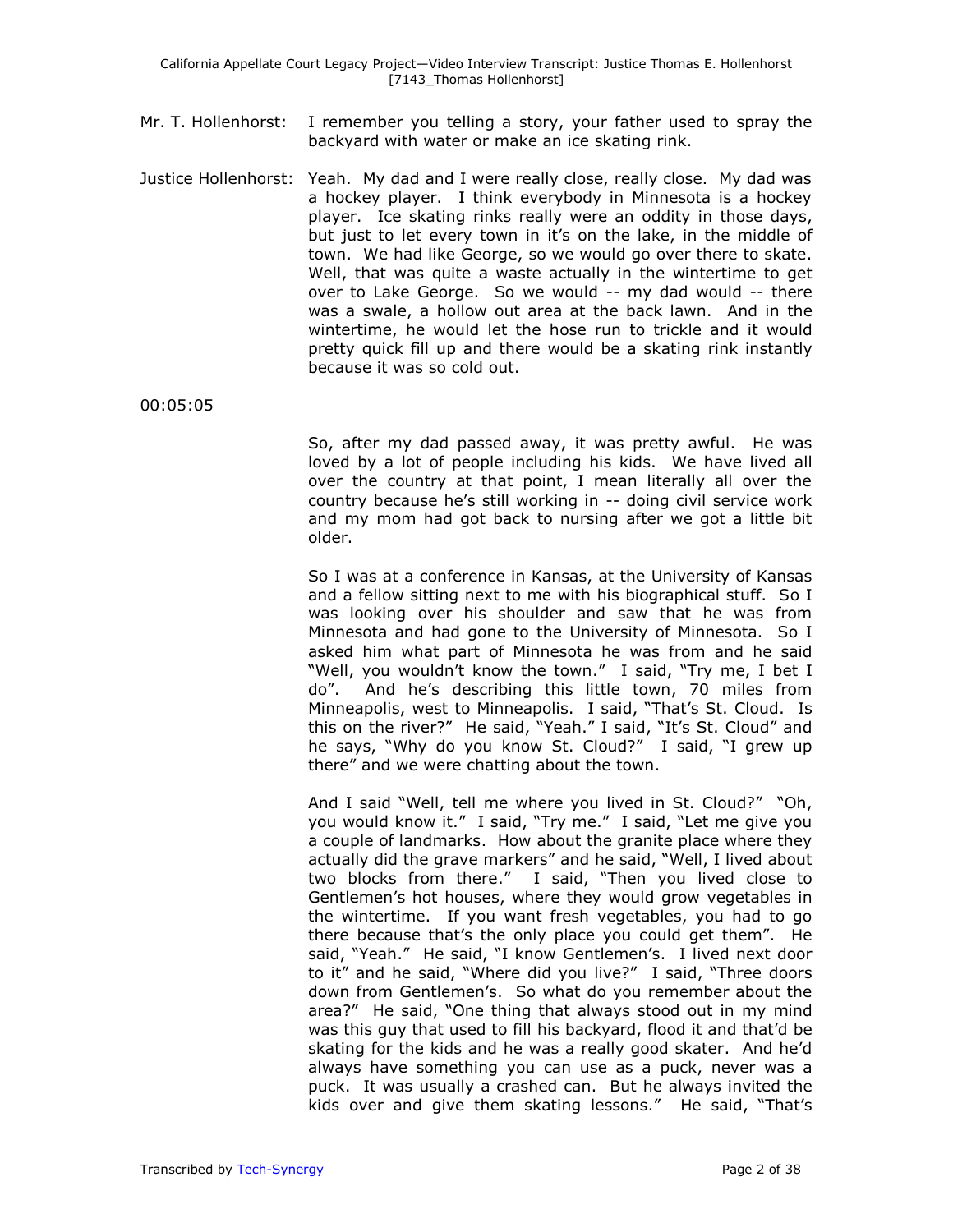Mr. T. Hollenhorst: I remember you telling a story, your father used to spray the backyard with water or make an ice skating rink.

Justice Hollenhorst: Yeah. My dad and I were really close, really close. My dad was a hockey player. I think everybody in Minnesota is a hockey player. Ice skating rinks really were an oddity in those days, but just to let every town in it's on the lake, in the middle of town. We had like George, so we would go over there to skate. Well, that was quite a waste actually in the wintertime to get over to Lake George. So we would -- my dad would -- there was a swale, a hollow out area at the back lawn. And in the wintertime, he would let the hose run to trickle and it would pretty quick fill up and there would be a skating rink instantly because it was so cold out.

00:05:05

So, after my dad passed away, it was pretty awful. He was loved by a lot of people including his kids. We have lived all over the country at that point, I mean literally all over the country because he's still working in -- doing civil service work and my mom had got back to nursing after we got a little bit older.

So I was at a conference in Kansas, at the University of Kansas and a fellow sitting next to me with his biographical stuff. So I was looking over his shoulder and saw that he was from Minnesota and had gone to the University of Minnesota. So I asked him what part of Minnesota he was from and he said "Well, you wouldn't know the town." I said, "Try me, I bet I do". And he's describing this little town, 70 miles from Minneapolis, west to Minneapolis. I said, "That's St. Cloud. Is this on the river?" He said, "Yeah." I said, "It's St. Cloud" and he says, "Why do you know St. Cloud?" I said, "I grew up there" and we were chatting about the town.

And I said "Well, tell me where you lived in St. Cloud?" "Oh, you would know it." I said, "Try me." I said, "Let me give you a couple of landmarks. How about the granite place where they actually did the grave markers" and he said, "Well, I lived about two blocks from there." I said, "Then you lived close to Gentlemen's hot houses, where they would grow vegetables in the wintertime. If you want fresh vegetables, you had to go there because that's the only place you could get them". He said, "Yeah." He said, "I know Gentlemen's. I lived next door to it" and he said, "Where did you live?" I said, "Three doors down from Gentlemen's. So what do you remember about the area?" He said, "One thing that always stood out in my mind was this guy that used to fill his backyard, flood it and that'd be skating for the kids and he was a really good skater. And he'd always have something you can use as a puck, never was a puck. It was usually a crashed can. But he always invited the kids over and give them skating lessons." He said, "That's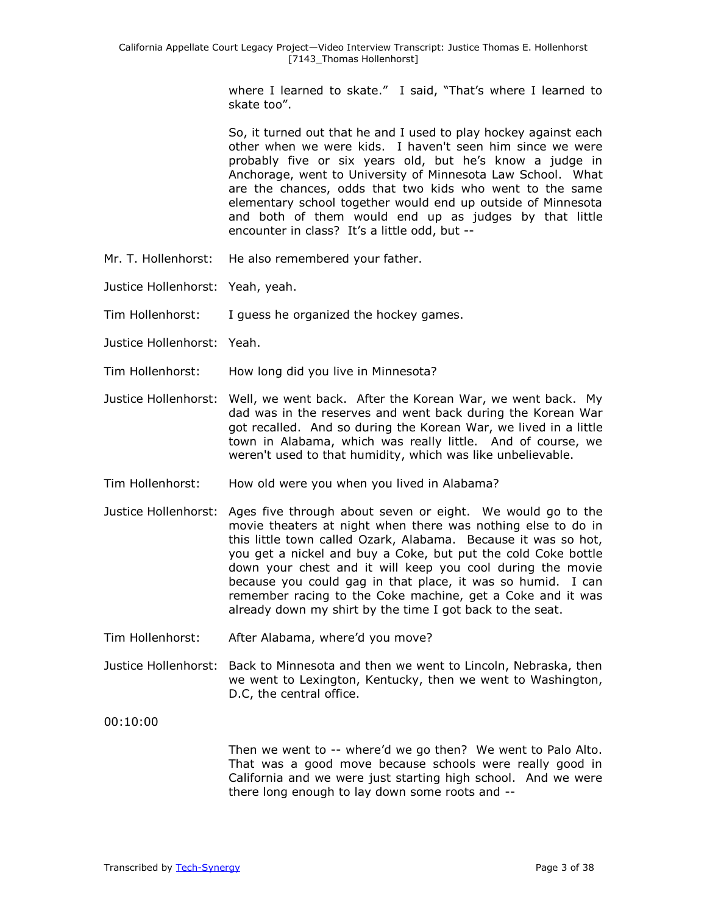where I learned to skate." I said, "That's where I learned to skate too".

So, it turned out that he and I used to play hockey against each other when we were kids. I haven't seen him since we were probably five or six years old, but he's know a judge in Anchorage, went to University of Minnesota Law School. What are the chances, odds that two kids who went to the same elementary school together would end up outside of Minnesota and both of them would end up as judges by that little encounter in class? It's a little odd, but --

Mr. T. Hollenhorst: He also remembered your father.

Justice Hollenhorst: Yeah, yeah.

Tim Hollenhorst: I guess he organized the hockey games.

Justice Hollenhorst: Yeah.

Tim Hollenhorst: How long did you live in Minnesota?

Justice Hollenhorst: Well, we went back. After the Korean War, we went back. My dad was in the reserves and went back during the Korean War got recalled. And so during the Korean War, we lived in a little town in Alabama, which was really little. And of course, we weren't used to that humidity, which was like unbelievable.

Tim Hollenhorst: How old were you when you lived in Alabama?

Justice Hollenhorst: Ages five through about seven or eight. We would go to the movie theaters at night when there was nothing else to do in this little town called Ozark, Alabama. Because it was so hot, you get a nickel and buy a Coke, but put the cold Coke bottle down your chest and it will keep you cool during the movie because you could gag in that place, it was so humid. I can remember racing to the Coke machine, get a Coke and it was already down my shirt by the time I got back to the seat.

Tim Hollenhorst: After Alabama, where'd you move?

Justice Hollenhorst: Back to Minnesota and then we went to Lincoln, Nebraska, then we went to Lexington, Kentucky, then we went to Washington, D.C, the central office.

00:10:00

Then we went to -- where'd we go then? We went to Palo Alto. That was a good move because schools were really good in California and we were just starting high school. And we were there long enough to lay down some roots and --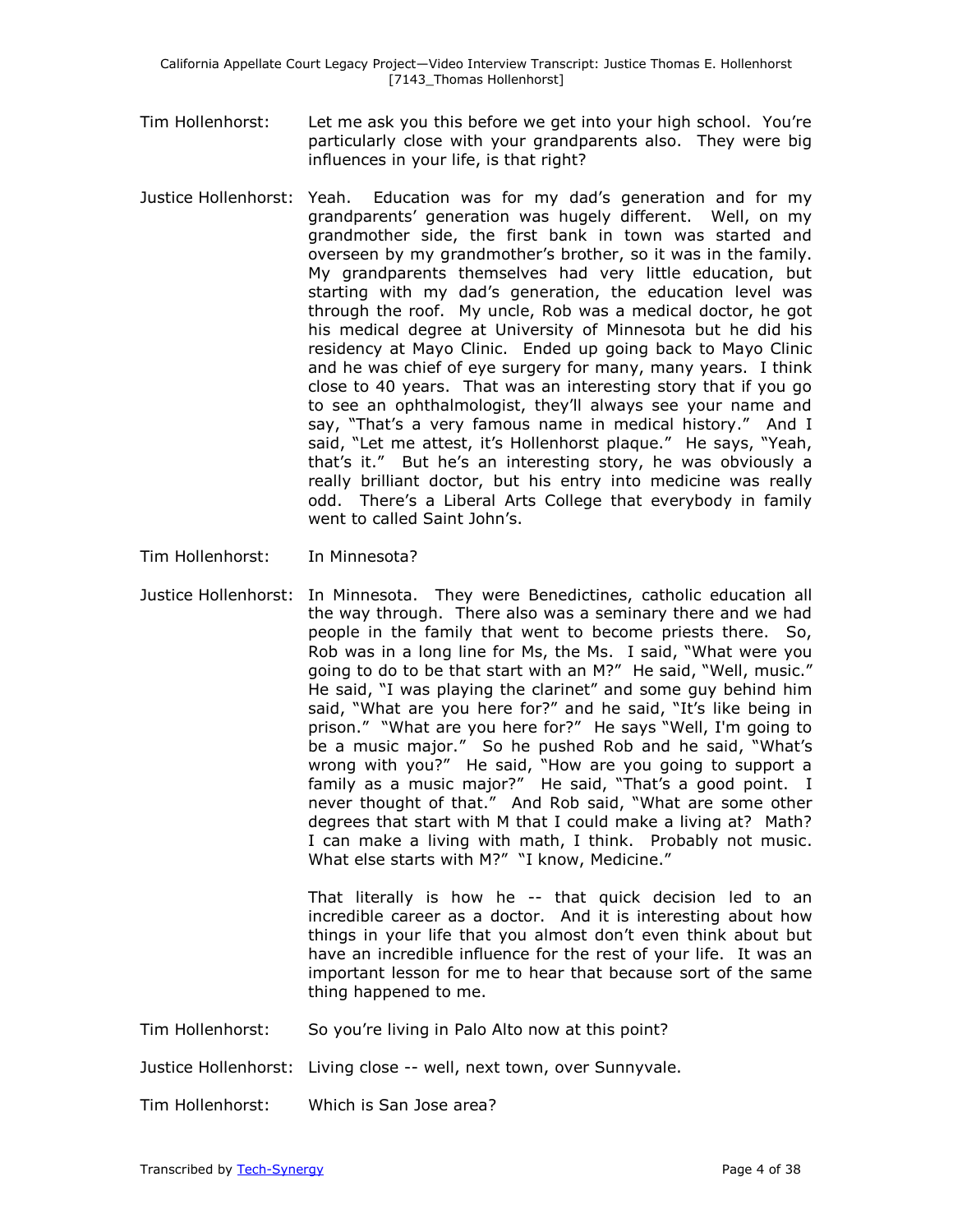Tim Hollenhorst: Let me ask you this before we get into your high school. You're particularly close with your grandparents also. They were big influences in your life, is that right?

Justice Hollenhorst: Yeah. Education was for my dad's generation and for my grandparents' generation was hugely different. Well, on my grandmother side, the first bank in town was started and overseen by my grandmother's brother, so it was in the family. My grandparents themselves had very little education, but starting with my dad's generation, the education level was through the roof. My uncle, Rob was a medical doctor, he got his medical degree at University of Minnesota but he did his residency at Mayo Clinic. Ended up going back to Mayo Clinic and he was chief of eye surgery for many, many years. I think close to 40 years. That was an interesting story that if you go to see an ophthalmologist, they'll always see your name and say, "That's a very famous name in medical history." And I said, "Let me attest, it's Hollenhorst plaque." He says, "Yeah, that's it." But he's an interesting story, he was obviously a really brilliant doctor, but his entry into medicine was really odd. There's a Liberal Arts College that everybody in family went to called Saint John's.

Tim Hollenhorst: In Minnesota?

Justice Hollenhorst: In Minnesota. They were Benedictines, catholic education all the way through. There also was a seminary there and we had people in the family that went to become priests there. So, Rob was in a long line for Ms, the Ms. I said, "What were you going to do to be that start with an M?" He said, "Well, music." He said, "I was playing the clarinet" and some guy behind him said, "What are you here for?" and he said, "It's like being in prison." "What are you here for?" He says "Well, I'm going to be a music major." So he pushed Rob and he said, "What's wrong with you?" He said, "How are you going to support a family as a music major?" He said, "That's a good point. I never thought of that." And Rob said, "What are some other degrees that start with M that I could make a living at? Math? I can make a living with math, I think. Probably not music. What else starts with M?" "I know, Medicine."

That literally is how he -- that quick decision led to an incredible career as a doctor. And it is interesting about how things in your life that you almost don't even think about but have an incredible influence for the rest of your life. It was an important lesson for me to hear that because sort of the same thing happened to me.

Tim Hollenhorst: So you're living in Palo Alto now at this point?

Justice Hollenhorst: Living close -- well, next town, over Sunnyvale.

Tim Hollenhorst: Which is San Jose area?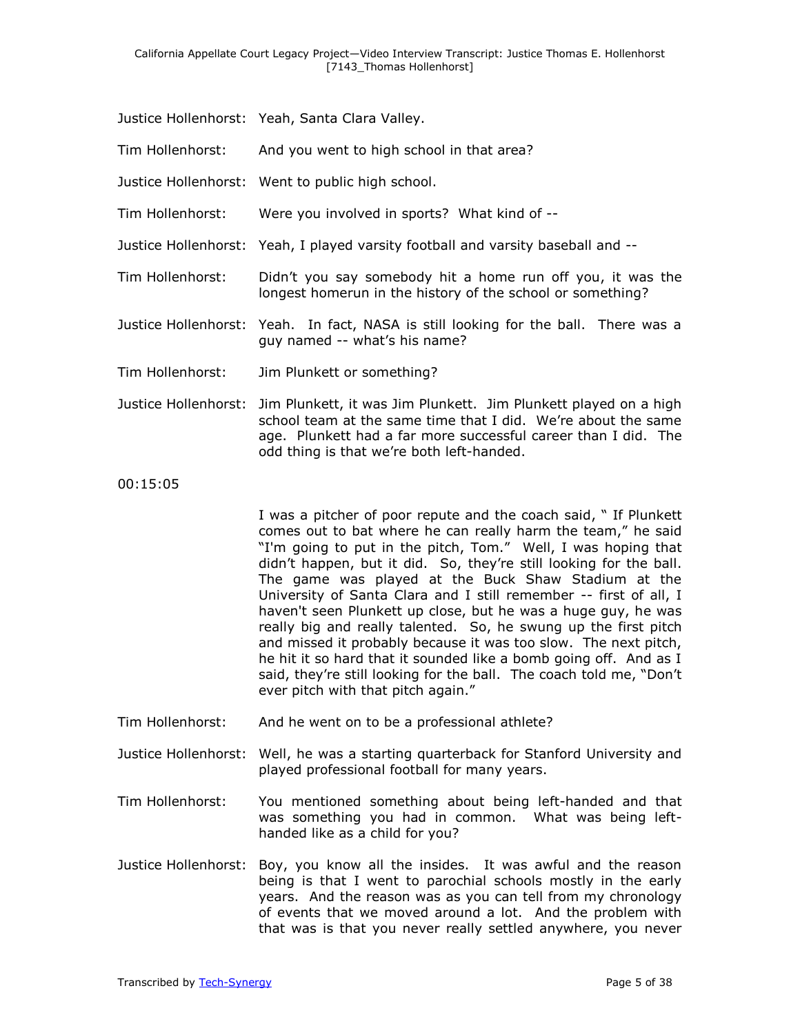Justice Hollenhorst: Yeah, Santa Clara Valley.

Tim Hollenhorst: And you went to high school in that area?

Justice Hollenhorst: Went to public high school.

Tim Hollenhorst: Were you involved in sports? What kind of --

Justice Hollenhorst: Yeah, I played varsity football and varsity baseball and --

Tim Hollenhorst: Didn't you say somebody hit a home run off you, it was the longest homerun in the history of the school or something?

Justice Hollenhorst: Yeah. In fact, NASA is still looking for the ball. There was a guy named -- what's his name?

Tim Hollenhorst: Jim Plunkett or something?

Justice Hollenhorst: Jim Plunkett, it was Jim Plunkett. Jim Plunkett played on a high school team at the same time that I did. We're about the same age. Plunkett had a far more successful career than I did. The odd thing is that we're both left-handed.

00:15:05

I was a pitcher of poor repute and the coach said, " If Plunkett comes out to bat where he can really harm the team," he said "I'm going to put in the pitch, Tom." Well, I was hoping that didn't happen, but it did. So, they're still looking for the ball. The game was played at the Buck Shaw Stadium at the University of Santa Clara and I still remember -- first of all, I haven't seen Plunkett up close, but he was a huge guy, he was really big and really talented. So, he swung up the first pitch and missed it probably because it was too slow. The next pitch, he hit it so hard that it sounded like a bomb going off. And as I said, they're still looking for the ball. The coach told me, "Don't ever pitch with that pitch again."

Tim Hollenhorst: And he went on to be a professional athlete?

Justice Hollenhorst: Well, he was a starting quarterback for Stanford University and played professional football for many years.

Tim Hollenhorst: You mentioned something about being left-handed and that was something you had in common. What was being left-handed like as a child for you?

Justice Hollenhorst: Boy, you know all the insides. It was awful and the reason being is that I went to parochial schools mostly in the early years. And the reason was as you can tell from my chronology of events that we moved around a lot. And the problem with that was is that you never really settled anywhere, you never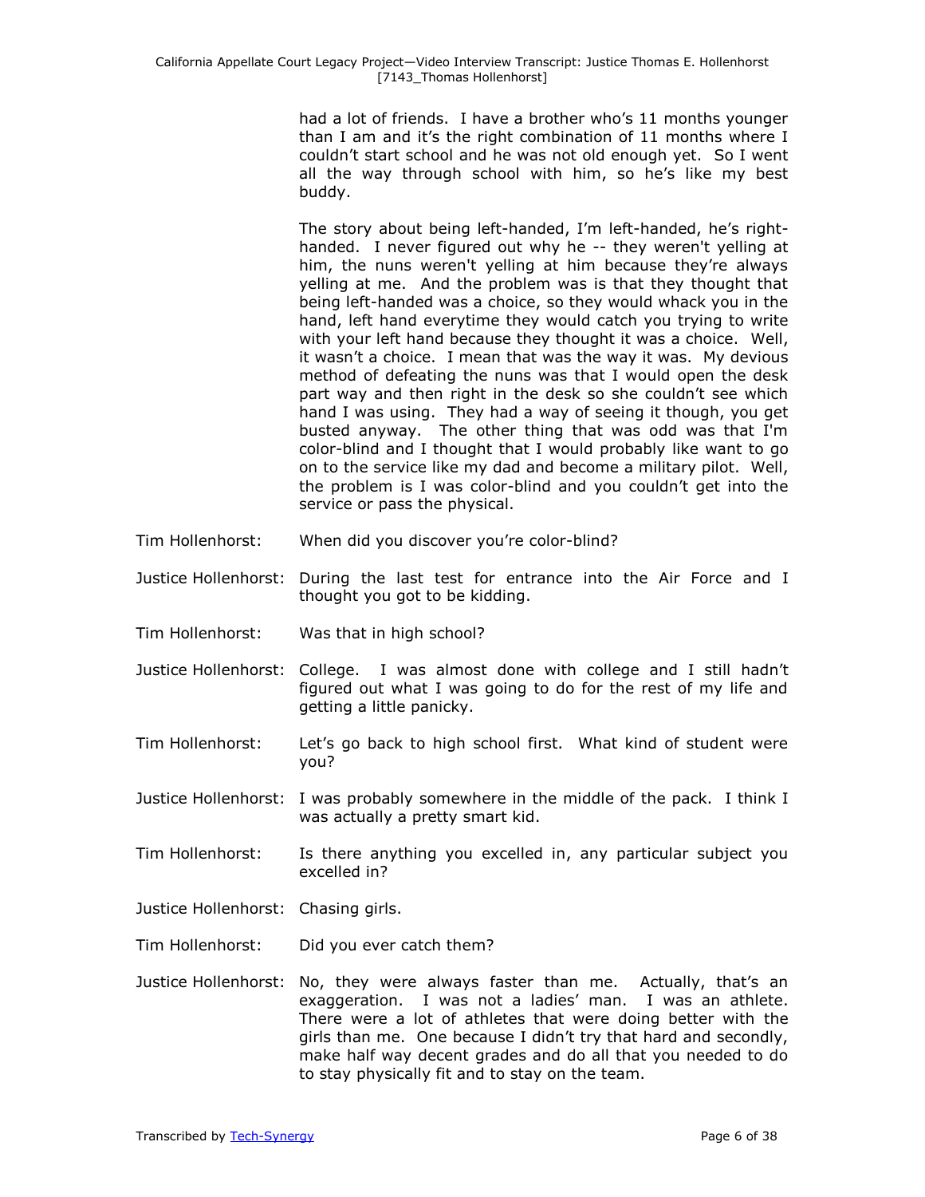had a lot of friends. I have a brother who's 11 months younger than I am and it's the right combination of 11 months where I couldn't start school and he was not old enough yet. So I went all the way through school with him, so he's like my best buddy.

The story about being left-handed, I'm left-handed, he's right-handed. I never figured out why he -- they weren't yelling at him, the nuns weren't yelling at him because they're always yelling at me. And the problem was is that they thought that being left-handed was a choice, so they would whack you in the hand, left hand everytime they would catch you trying to write with your left hand because they thought it was a choice. Well, it wasn't a choice. I mean that was the way it was. My devious method of defeating the nuns was that I would open the desk part way and then right in the desk so she couldn't see which hand I was using. They had a way of seeing it though, you get busted anyway. The other thing that was odd was that I'm color-blind and I thought that I would probably like want to go on to the service like my dad and become a military pilot. Well, the problem is I was color-blind and you couldn't get into the service or pass the physical.

Tim Hollenhorst: When did you discover you're color-blind?

Justice Hollenhorst: During the last test for entrance into the Air Force and I thought you got to be kidding.

Tim Hollenhorst: Was that in high school?

Justice Hollenhorst: College. I was almost done with college and I still hadn't figured out what I was going to do for the rest of my life and getting a little panicky.

Tim Hollenhorst: Let's go back to high school first. What kind of student were you?

Justice Hollenhorst: I was probably somewhere in the middle of the pack. I think I was actually a pretty smart kid.

Tim Hollenhorst: Is there anything you excelled in, any particular subject you excelled in?

Justice Hollenhorst: Chasing girls.

Tim Hollenhorst: Did you ever catch them?

Justice Hollenhorst: No, they were always faster than me. Actually, that's an exaggeration. I was not a ladies' man. I was an athlete. There were a lot of athletes that were doing better with the girls than me. One because I didn't try that hard and secondly, make half way decent grades and do all that you needed to do to stay physically fit and to stay on the team.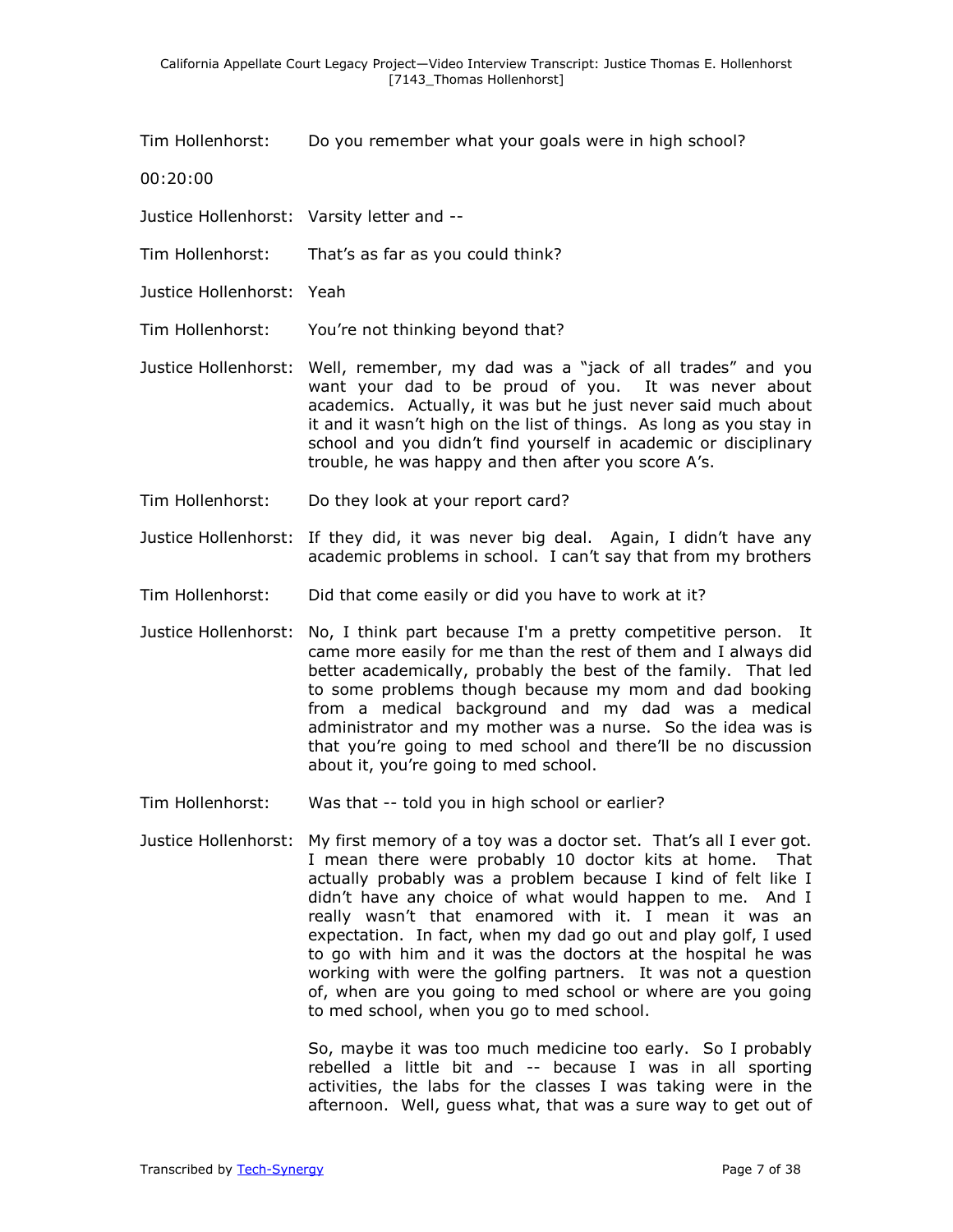Tim Hollenhorst: Do you remember what your goals were in high school?

00:20:00

Justice Hollenhorst: Varsity letter and --

Tim Hollenhorst: That's as far as you could think?

Justice Hollenhorst: Yeah

Tim Hollenhorst: You're not thinking beyond that?

Justice Hollenhorst: Well, remember, my dad was a "jack of all trades" and you want your dad to be proud of you. It was never about academics. Actually, it was but he just never said much about it and it wasn't high on the list of things. As long as you stay in school and you didn't find yourself in academic or disciplinary trouble, he was happy and then after you score A's.

Tim Hollenhorst: Do they look at your report card?

Justice Hollenhorst: If they did, it was never big deal. Again, I didn't have any academic problems in school. I can't say that from my brothers

Tim Hollenhorst: Did that come easily or did you have to work at it?

Justice Hollenhorst: No, I think part because I'm a pretty competitive person. It came more easily for me than the rest of them and I always did better academically, probably the best of the family. That led to some problems though because my mom and dad booking from a medical background and my dad was a medical administrator and my mother was a nurse. So the idea was is that you're going to med school and there'll be no discussion about it, you're going to med school.

Tim Hollenhorst: Was that -- told you in high school or earlier?

Justice Hollenhorst: My first memory of a toy was a doctor set. That's all I ever got. I mean there were probably 10 doctor kits at home. That actually probably was a problem because I kind of felt like I didn't have any choice of what would happen to me. And I really wasn't that enamored with it. I mean it was an expectation. In fact, when my dad go out and play golf, I used to go with him and it was the doctors at the hospital he was working with were the golfing partners. It was not a question of, when are you going to med school or where are you going to med school, when you go to med school.

So, maybe it was too much medicine too early. So I probably rebelled a little bit and -- because I was in all sporting activities, the labs for the classes I was taking were in the afternoon. Well, guess what, that was a sure way to get out of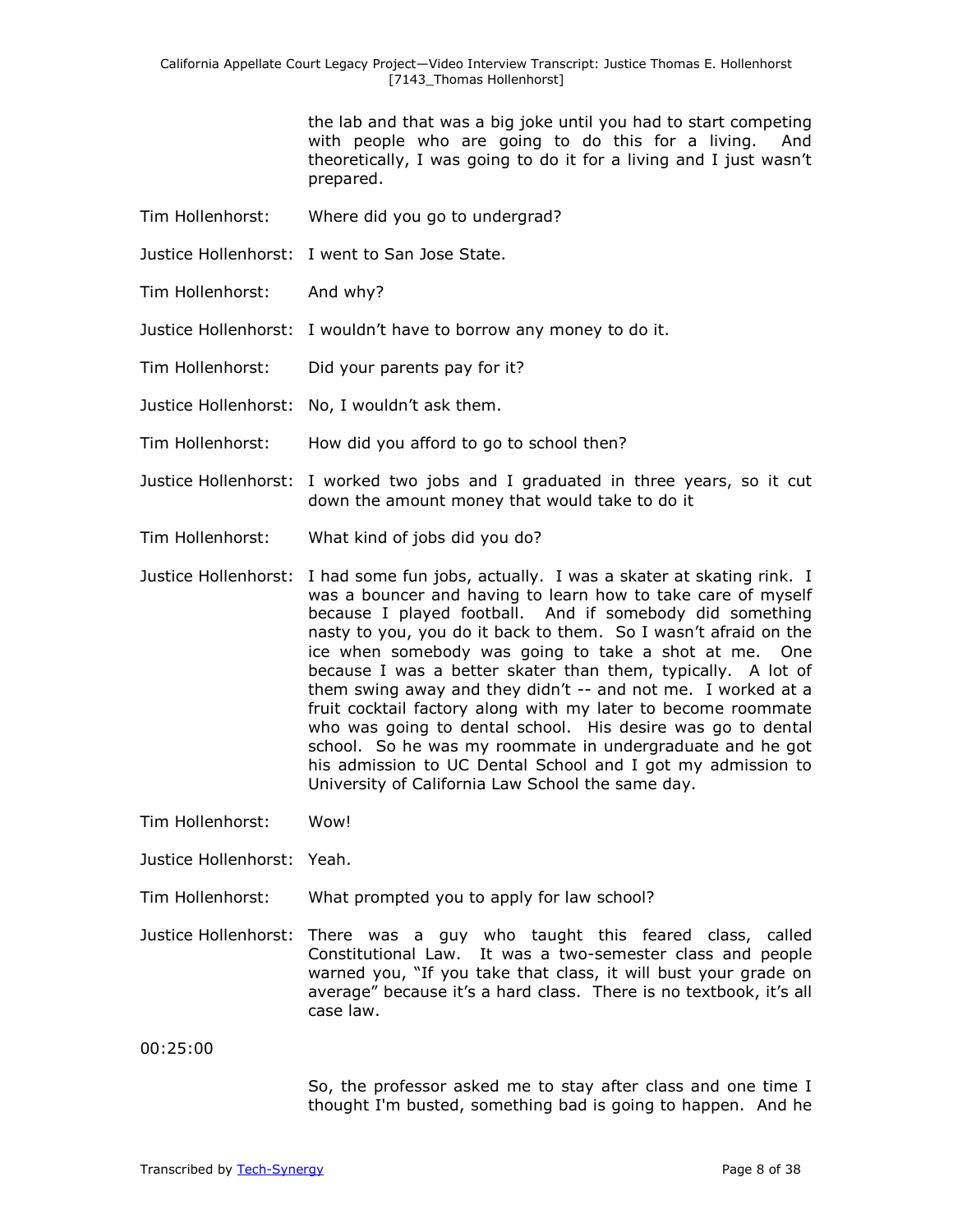the lab and that was a big joke until you had to start competing with people who are going to do this for a living. And theoretically, I was going to do it for a living and I just wasn't prepared.

Tim Hollenhorst: Where did you go to undergrad?

Justice Hollenhorst: I went to San Jose State.

Tim Hollenhorst: And why?

Justice Hollenhorst: I wouldn't have to borrow any money to do it.

Tim Hollenhorst: Did your parents pay for it?

Justice Hollenhorst: No, I wouldn't ask them.

Tim Hollenhorst: How did you afford to go to school then?

Justice Hollenhorst: I worked two jobs and I graduated in three years, so it cut down the amount money that would take to do it

Tim Hollenhorst: What kind of jobs did you do?

Justice Hollenhorst: I had some fun jobs, actually. I was a skater at skating rink. I was a bouncer and having to learn how to take care of myself because I played football. And if somebody did something nasty to you, you do it back to them. So I wasn't afraid on the ice when somebody was going to take a shot at me. One because I was a better skater than them, typically. A lot of them swing away and they didn't -- and not me. I worked at a fruit cocktail factory along with my later to become roommate who was going to dental school. His desire was go to dental school. So he was my roommate in undergraduate and he got his admission to UC Dental School and I got my admission to University of California Law School the same day.

Tim Hollenhorst: Wow!

Justice Hollenhorst: Yeah.

Tim Hollenhorst: What prompted you to apply for law school?

Justice Hollenhorst: There was a guy who taught this feared class, called Constitutional Law. It was a two-semester class and people warned you, "If you take that class, it will bust your grade on average" because it's a hard class. There is no textbook, it's all case law.

00:25:00

So, the professor asked me to stay after class and one time I thought I'm busted, something bad is going to happen. And he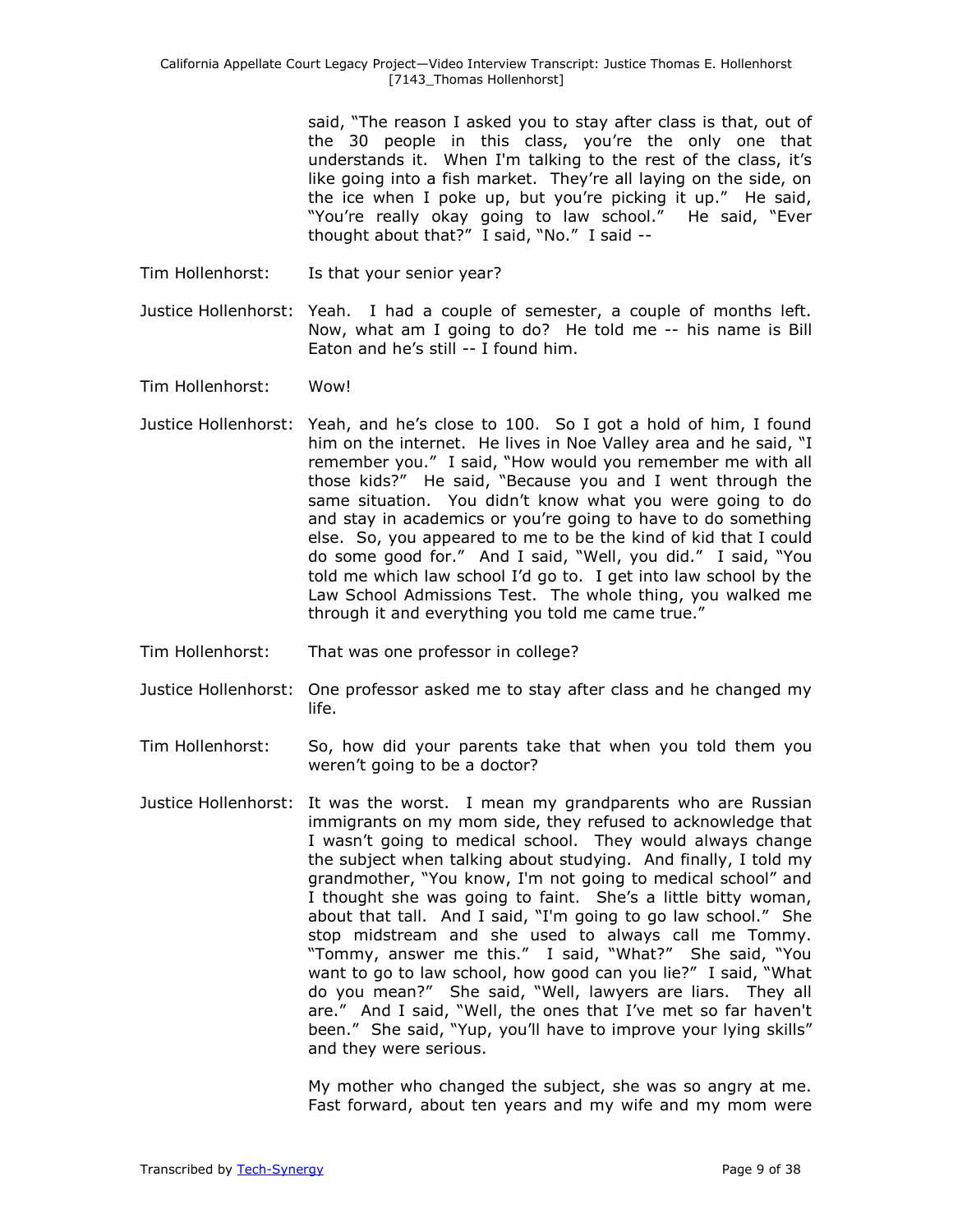said, "The reason I asked you to stay after class is that, out of the 30 people in this class, you're the only one that understands it. When I'm talking to the rest of the class, it's like going into a fish market. They're all laying on the side, on the ice when I poke up, but you're picking it up." He said, "You're really okay going to law school." He said, "Ever thought about that?" I said, "No." I said --

Tim Hollenhorst: Is that your senior year?

Justice Hollenhorst: Yeah. I had a couple of semester, a couple of months left. Now, what am I going to do? He told me -- his name is Bill Eaton and he's still -- I found him.

Tim Hollenhorst: Wow!

Justice Hollenhorst: Yeah, and he's close to 100. So I got a hold of him, I found him on the internet. He lives in Noe Valley area and he said, "I remember you." I said, "How would you remember me with all those kids?" He said, "Because you and I went through the same situation. You didn't know what you were going to do and stay in academics or you're going to have to do something else. So, you appeared to me to be the kind of kid that I could do some good for." And I said, "Well, you did." I said, "You told me which law school I'd go to. I get into law school by the Law School Admissions Test. The whole thing, you walked me through it and everything you told me came true."

Tim Hollenhorst: That was one professor in college?

Justice Hollenhorst: One professor asked me to stay after class and he changed my life.

Tim Hollenhorst: So, how did your parents take that when you told them you weren't going to be a doctor?

Justice Hollenhorst: It was the worst. I mean my grandparents who are Russian immigrants on my mom side, they refused to acknowledge that I wasn't going to medical school. They would always change the subject when talking about studying. And finally, I told my grandmother, "You know, I'm not going to medical school" and I thought she was going to faint. She's a little bitty woman, about that tall. And I said, "I'm going to go law school." She stop midstream and she used to always call me Tommy. "Tommy, answer me this." I said, "What?" She said, "You want to go to law school, how good can you lie?" I said, "What do you mean?" She said, "Well, lawyers are liars. They all are." And I said, "Well, the ones that I've met so far haven't been." She said, "Yup, you'll have to improve your lying skills" and they were serious.

My mother who changed the subject, she was so angry at me. Fast forward, about ten years and my wife and my mom were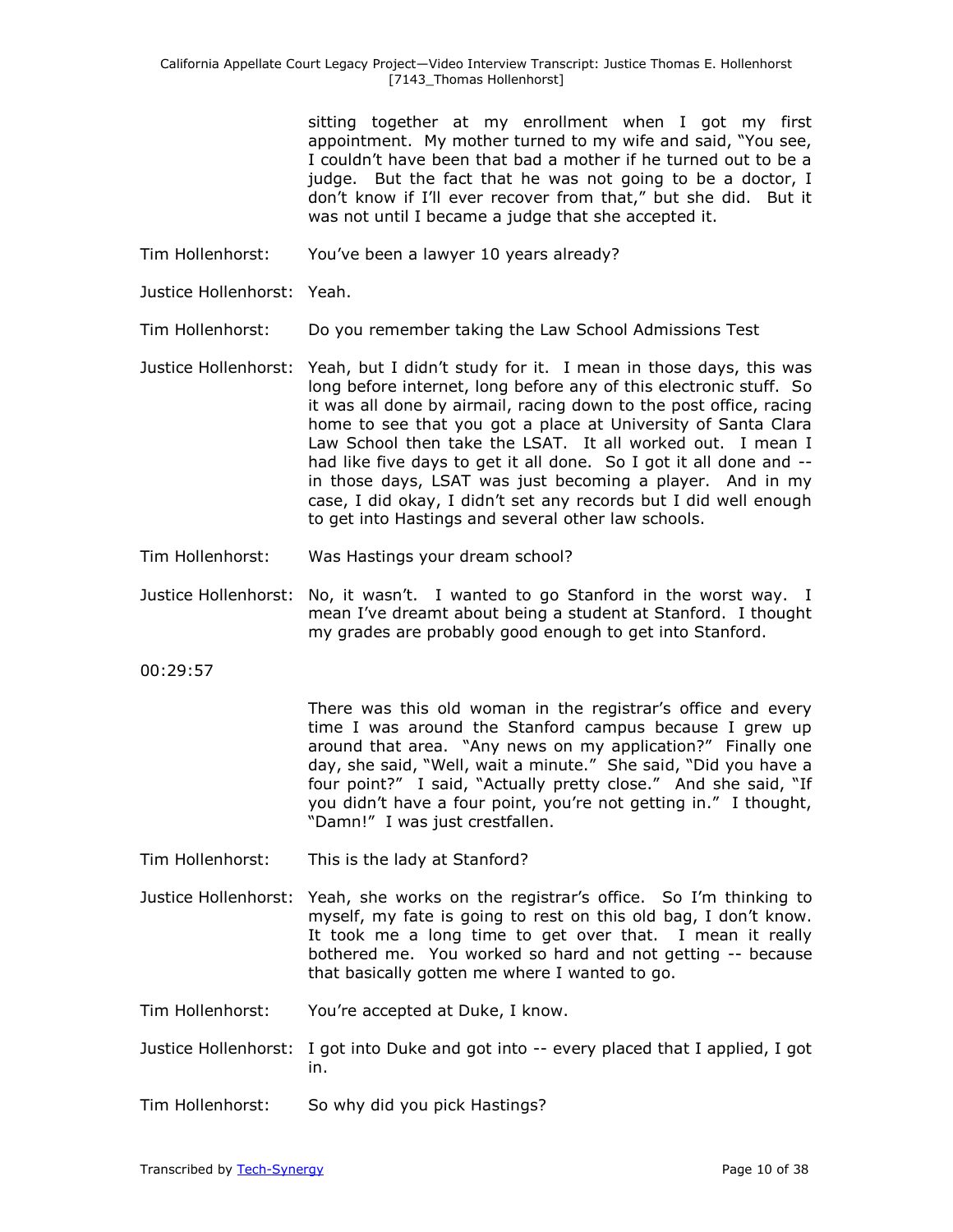sitting together at my enrollment when I got my first appointment. My mother turned to my wife and said, "You see, I couldn't have been that bad a mother if he turned out to be a judge. But the fact that he was not going to be a doctor, I don't know if I'll ever recover from that," but she did. But it was not until I became a judge that she accepted it.

Tim Hollenhorst: You've been a lawyer 10 years already?

Justice Hollenhorst: Yeah.

Tim Hollenhorst: Do you remember taking the Law School Admissions Test

Justice Hollenhorst: Yeah, but I didn't study for it. I mean in those days, this was long before internet, long before any of this electronic stuff. So it was all done by airmail, racing down to the post office, racing home to see that you got a place at University of Santa Clara Law School then take the LSAT. It all worked out. I mean I had like five days to get it all done. So I got it all done and -- in those days, LSAT was just becoming a player. And in my case, I did okay, I didn't set any records but I did well enough to get into Hastings and several other law schools.

Tim Hollenhorst: Was Hastings your dream school?

Justice Hollenhorst: No, it wasn't. I wanted to go Stanford in the worst way. I mean I've dreamt about being a student at Stanford. I thought my grades are probably good enough to get into Stanford.

00:29:57

There was this old woman in the registrar's office and every time I was around the Stanford campus because I grew up around that area. "Any news on my application?" Finally one day, she said, "Well, wait a minute." She said, "Did you have a four point?" I said, "Actually pretty close." And she said, "If you didn't have a four point, you're not getting in." I thought, "Damn!" I was just crestfallen.

Tim Hollenhorst: This is the lady at Stanford?

Justice Hollenhorst: Yeah, she works on the registrar's office. So I'm thinking to myself, my fate is going to rest on this old bag, I don't know. It took me a long time to get over that. I mean it really bothered me. You worked so hard and not getting -- because that basically gotten me where I wanted to go.

Tim Hollenhorst: You're accepted at Duke, I know.

Justice Hollenhorst: I got into Duke and got into -- every placed that I applied, I got in.

Tim Hollenhorst: So why did you pick Hastings?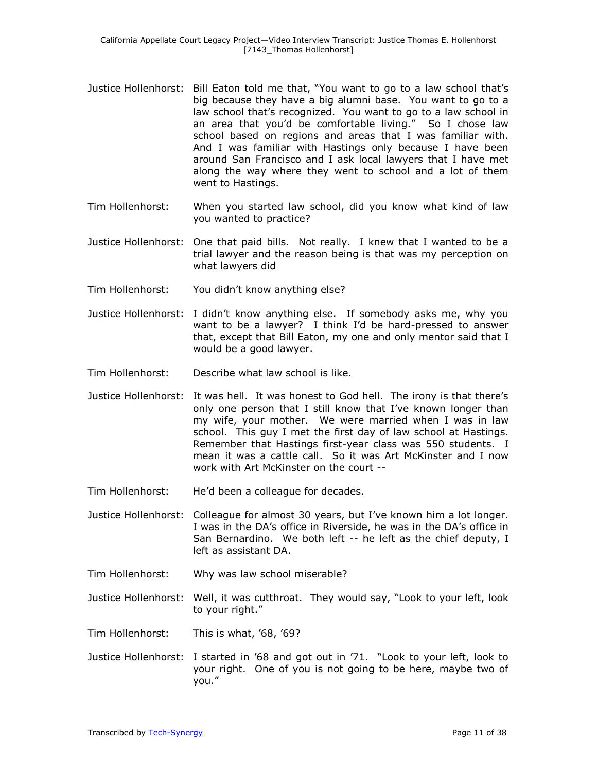Justice Hollenhorst: Bill Eaton told me that, "You want to go to a law school that's big because they have a big alumni base. You want to go to a law school that's recognized. You want to go to a law school in an area that you'd be comfortable living." So I chose law school based on regions and areas that I was familiar with. And I was familiar with Hastings only because I have been around San Francisco and I ask local lawyers that I have met along the way where they went to school and a lot of them went to Hastings.

Tim Hollenhorst: When you started law school, did you know what kind of law you wanted to practice?

Justice Hollenhorst: One that paid bills. Not really. I knew that I wanted to be a trial lawyer and the reason being is that was my perception on what lawyers did

Tim Hollenhorst: You didn't know anything else?

Justice Hollenhorst: I didn't know anything else. If somebody asks me, why you want to be a lawyer? I think I'd be hard-pressed to answer that, except that Bill Eaton, my one and only mentor said that I would be a good lawyer.

Tim Hollenhorst: Describe what law school is like.

Justice Hollenhorst: It was hell. It was honest to God hell. The irony is that there's only one person that I still know that I've known longer than my wife, your mother. We were married when I was in law school. This guy I met the first day of law school at Hastings. Remember that Hastings first-year class was 550 students. I mean it was a cattle call. So it was Art McKinster and I now work with Art McKinster on the court --

Tim Hollenhorst: He'd been a colleague for decades.

Justice Hollenhorst: Colleague for almost 30 years, but I've known him a lot longer. I was in the DA's office in Riverside, he was in the DA's office in San Bernardino. We both left -- he left as the chief deputy, I left as assistant DA.

Tim Hollenhorst: Why was law school miserable?

Justice Hollenhorst: Well, it was cutthroat. They would say, "Look to your left, look to your right."

Tim Hollenhorst: This is what, '68, '69?

Justice Hollenhorst: I started in '68 and got out in '71. "Look to your left, look to your right. One of you is not going to be here, maybe two of you."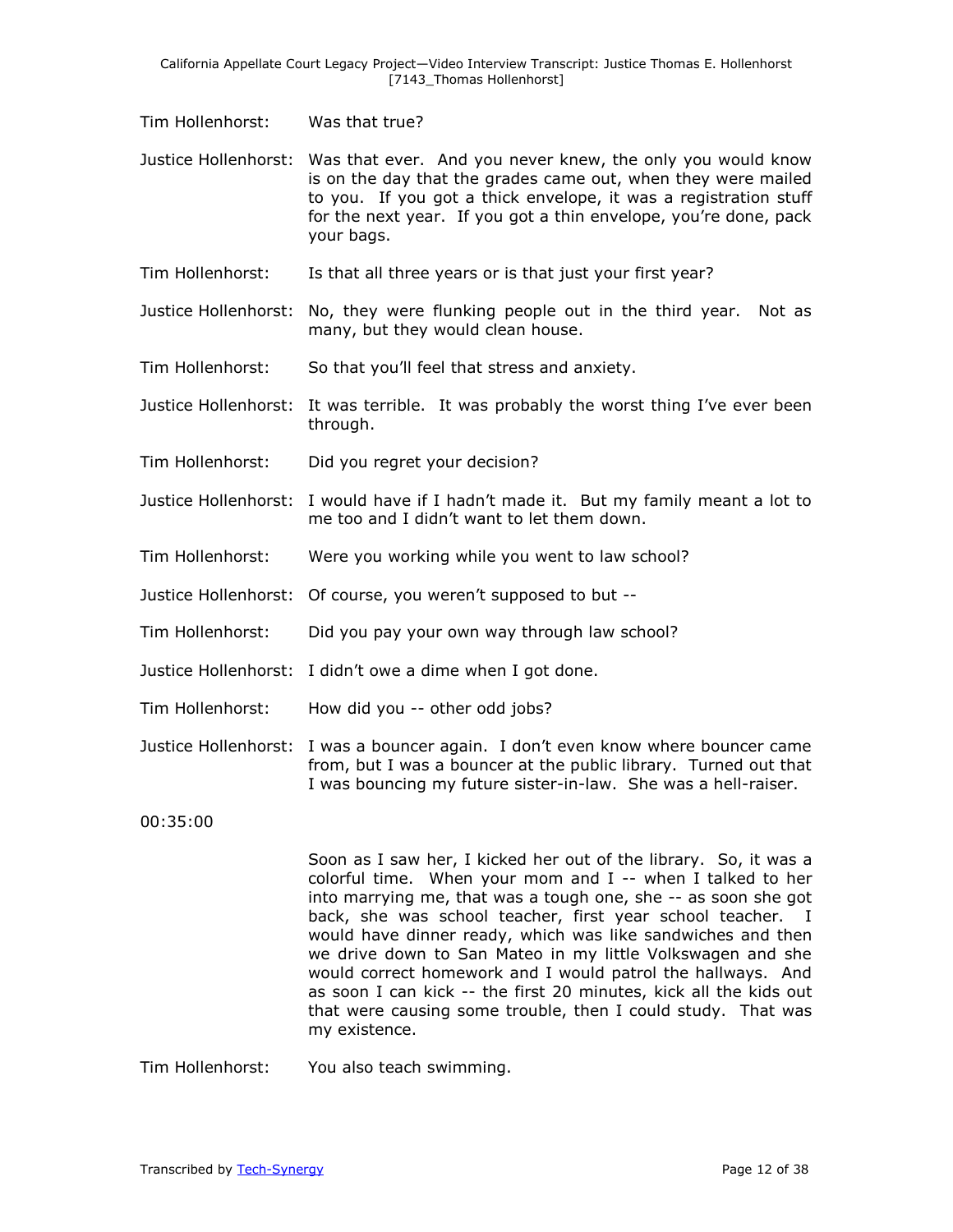Tim Hollenhorst: Was that true?

Justice Hollenhorst: Was that ever. And you never knew, the only you would know is on the day that the grades came out, when they were mailed to you. If you got a thick envelope, it was a registration stuff for the next year. If you got a thin envelope, you're done, pack your bags.

Tim Hollenhorst: Is that all three years or is that just your first year?

Justice Hollenhorst: No, they were flunking people out in the third year. Not as many, but they would clean house.

Tim Hollenhorst: So that you'll feel that stress and anxiety.

Justice Hollenhorst: It was terrible. It was probably the worst thing I've ever been through.

Tim Hollenhorst: Did you regret your decision?

Justice Hollenhorst: I would have if I hadn't made it. But my family meant a lot to me too and I didn't want to let them down.

Tim Hollenhorst: Were you working while you went to law school?

Justice Hollenhorst: Of course, you weren't supposed to but --

Tim Hollenhorst: Did you pay your own way through law school?

Justice Hollenhorst: I didn't owe a dime when I got done.

Tim Hollenhorst: How did you -- other odd jobs?

Justice Hollenhorst: I was a bouncer again. I don't even know where bouncer came from, but I was a bouncer at the public library. Turned out that I was bouncing my future sister-in-law. She was a hell-raiser.

00:35:00

Soon as I saw her, I kicked her out of the library. So, it was a colorful time. When your mom and I -- when I talked to her into marrying me, that was a tough one, she -- as soon she got back, she was school teacher, first year school teacher. I would have dinner ready, which was like sandwiches and then we drive down to San Mateo in my little Volkswagen and she would correct homework and I would patrol the hallways. And as soon I can kick -- the first 20 minutes, kick all the kids out that were causing some trouble, then I could study. That was my existence.

Tim Hollenhorst: You also teach swimming.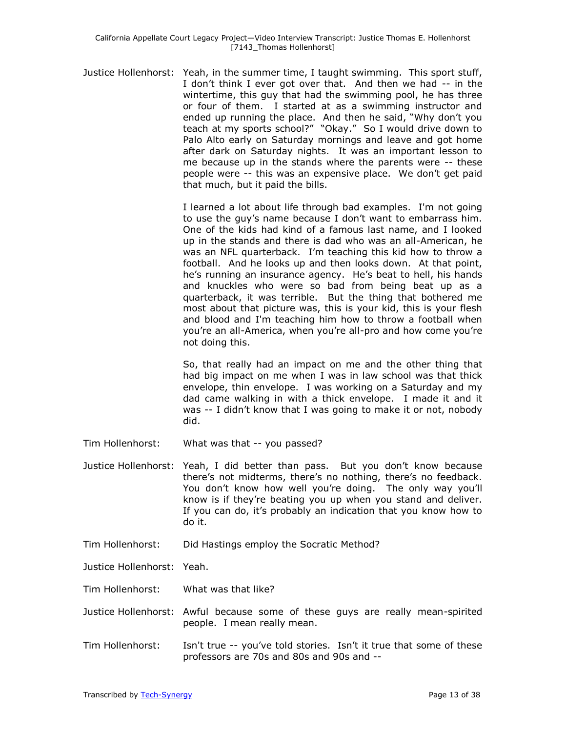Justice Hollenhorst: Yeah, in the summer time, I taught swimming. This sport stuff, I don't think I ever got over that. And then we had -- in the wintertime, this guy that had the swimming pool, he has three or four of them. I started at as a swimming instructor and ended up running the place. And then he said, "Why don't you teach at my sports school?" "Okay." So I would drive down to Palo Alto early on Saturday mornings and leave and got home after dark on Saturday nights. It was an important lesson to me because up in the stands where the parents were -- these people were -- this was an expensive place. We don't get paid that much, but it paid the bills.

I learned a lot about life through bad examples. I'm not going to use the guy's name because I don't want to embarrass him. One of the kids had kind of a famous last name, and I looked up in the stands and there is dad who was an all-American, he was an NFL quarterback. I'm teaching this kid how to throw a football. And he looks up and then looks down. At that point, he's running an insurance agency. He's beat to hell, his hands and knuckles who were so bad from being beat up as a quarterback, it was terrible. But the thing that bothered me most about that picture was, this is your kid, this is your flesh and blood and I'm teaching him how to throw a football when you're an all-America, when you're all-pro and how come you're not doing this.

So, that really had an impact on me and the other thing that had big impact on me when I was in law school was that thick envelope, thin envelope. I was working on a Saturday and my dad came walking in with a thick envelope. I made it and it was -- I didn't know that I was going to make it or not, nobody did.

Tim Hollenhorst: What was that -- you passed?

Justice Hollenhorst: Yeah, I did better than pass. But you don't know because there's not midterms, there's no nothing, there's no feedback. You don't know how well you're doing. The only way you'll know is if they're beating you up when you stand and deliver. If you can do, it's probably an indication that you know how to do it.

Tim Hollenhorst: Did Hastings employ the Socratic Method?

Justice Hollenhorst: Yeah.

Tim Hollenhorst: What was that like?

Justice Hollenhorst: Awful because some of these guys are really mean-spirited people. I mean really mean.

Tim Hollenhorst: Isn't true -- you've told stories. Isn't it true that some of these professors are 70s and 80s and 90s and --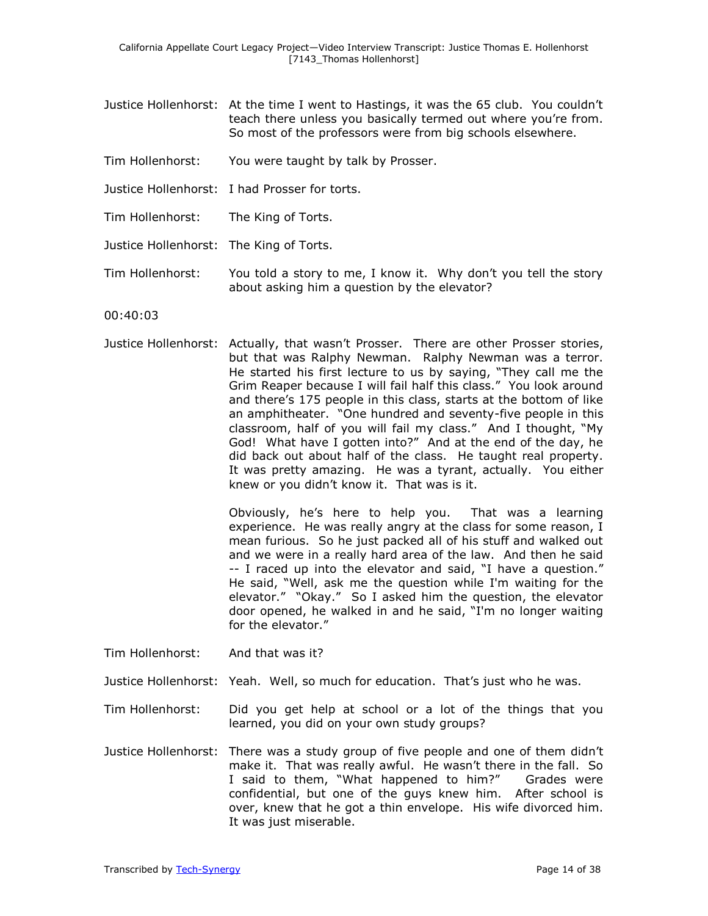Justice Hollenhorst: At the time I went to Hastings, it was the 65 club. You couldn't teach there unless you basically termed out where you're from. So most of the professors were from big schools elsewhere.

Tim Hollenhorst: You were taught by talk by Prosser.

Justice Hollenhorst: I had Prosser for torts.

Tim Hollenhorst: The King of Torts.

Justice Hollenhorst: The King of Torts.

Tim Hollenhorst: You told a story to me, I know it. Why don't you tell the story about asking him a question by the elevator?

00:40:03

Justice Hollenhorst: Actually, that wasn't Prosser. There are other Prosser stories, but that was Ralphy Newman. Ralphy Newman was a terror. He started his first lecture to us by saying, "They call me the Grim Reaper because I will fail half this class." You look around and there's 175 people in this class, starts at the bottom of like an amphitheater. "One hundred and seventy-five people in this classroom, half of you will fail my class." And I thought, "My God! What have I gotten into?" And at the end of the day, he did back out about half of the class. He taught real property. It was pretty amazing. He was a tyrant, actually. You either knew or you didn't know it. That was is it.

Obviously, he's here to help you. That was a learning experience. He was really angry at the class for some reason, I mean furious. So he just packed all of his stuff and walked out and we were in a really hard area of the law. And then he said -- I raced up into the elevator and said, "I have a question." He said, "Well, ask me the question while I'm waiting for the elevator." "Okay." So I asked him the question, the elevator door opened, he walked in and he said, "I'm no longer waiting for the elevator."

Tim Hollenhorst: And that was it?

Justice Hollenhorst: Yeah. Well, so much for education. That's just who he was.

Tim Hollenhorst: Did you get help at school or a lot of the things that you learned, you did on your own study groups?

Justice Hollenhorst: There was a study group of five people and one of them didn't make it. That was really awful. He wasn't there in the fall. So I said to them, "What happened to him?" Grades were confidential, but one of the guys knew him. After school is over, knew that he got a thin envelope. His wife divorced him. It was just miserable.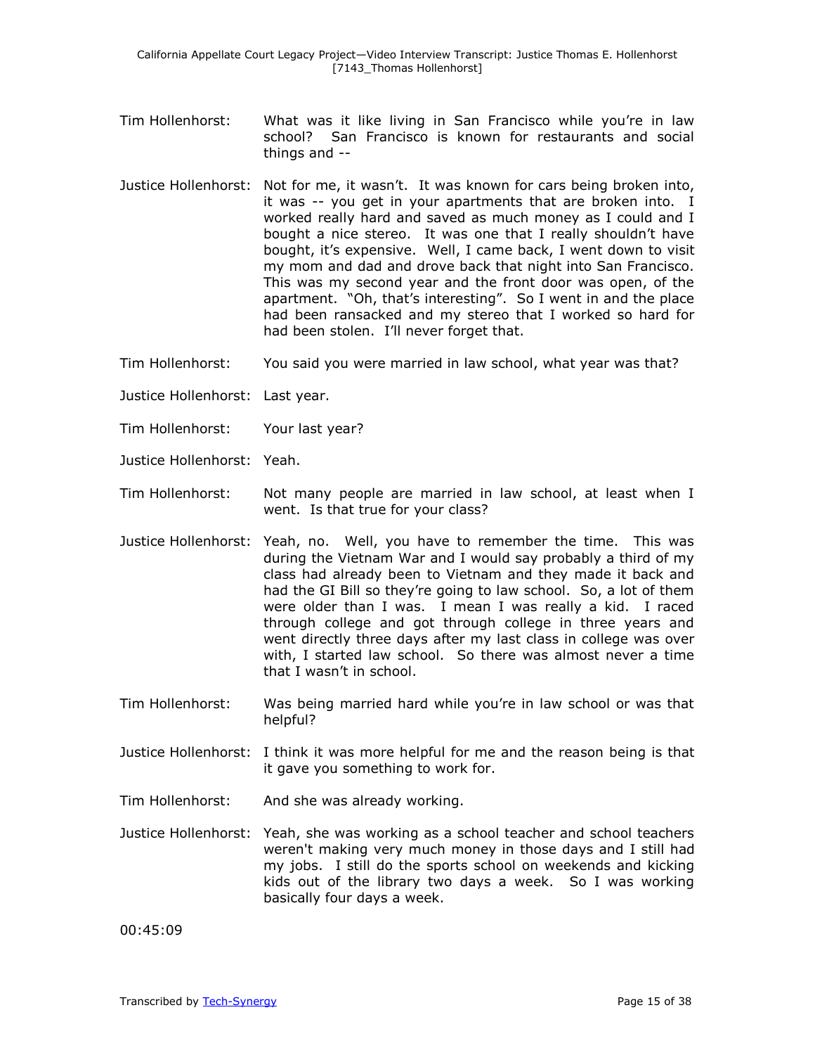Tim Hollenhorst: What was it like living in San Francisco while you're in law school? San Francisco is known for restaurants and social things and --

Justice Hollenhorst: Not for me, it wasn't. It was known for cars being broken into, it was -- you get in your apartments that are broken into. I worked really hard and saved as much money as I could and I bought a nice stereo. It was one that I really shouldn't have bought, it's expensive. Well, I came back, I went down to visit my mom and dad and drove back that night into San Francisco. This was my second year and the front door was open, of the apartment. "Oh, that's interesting". So I went in and the place had been ransacked and my stereo that I worked so hard for had been stolen. I'll never forget that.

Tim Hollenhorst: You said you were married in law school, what year was that?

Justice Hollenhorst: Last year.

Tim Hollenhorst: Your last year?

Justice Hollenhorst: Yeah.

Tim Hollenhorst: Not many people are married in law school, at least when I went. Is that true for your class?

Justice Hollenhorst: Yeah, no. Well, you have to remember the time. This was during the Vietnam War and I would say probably a third of my class had already been to Vietnam and they made it back and had the GI Bill so they're going to law school. So, a lot of them were older than I was. I mean I was really a kid. I raced through college and got through college in three years and went directly three days after my last class in college was over with, I started law school. So there was almost never a time that I wasn't in school.

Tim Hollenhorst: Was being married hard while you're in law school or was that helpful?

Justice Hollenhorst: I think it was more helpful for me and the reason being is that it gave you something to work for.

Tim Hollenhorst: And she was already working.

Justice Hollenhorst: Yeah, she was working as a school teacher and school teachers weren't making very much money in those days and I still had my jobs. I still do the sports school on weekends and kicking kids out of the library two days a week. So I was working basically four days a week.

00:45:09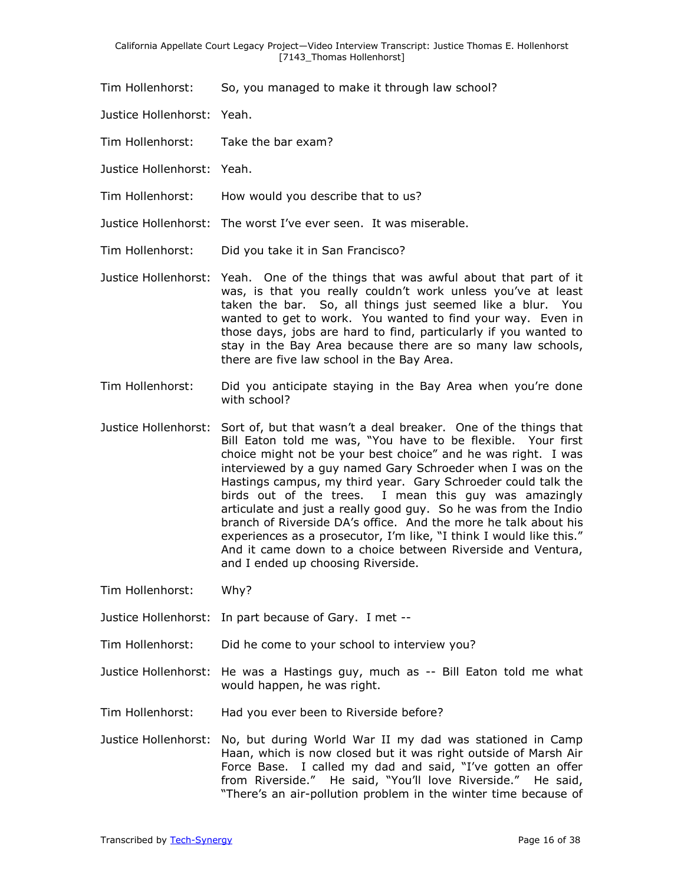Tim Hollenhorst: So, you managed to make it through law school?

Justice Hollenhorst: Yeah.

Tim Hollenhorst: Take the bar exam?

Justice Hollenhorst: Yeah.

Tim Hollenhorst: How would you describe that to us?

Justice Hollenhorst: The worst I've ever seen. It was miserable.

Tim Hollenhorst: Did you take it in San Francisco?

Justice Hollenhorst: Yeah. One of the things that was awful about that part of it was, is that you really couldn't work unless you've at least taken the bar. So, all things just seemed like a blur. You wanted to get to work. You wanted to find your way. Even in those days, jobs are hard to find, particularly if you wanted to stay in the Bay Area because there are so many law schools, there are five law school in the Bay Area.

Tim Hollenhorst: Did you anticipate staying in the Bay Area when you're done with school?

Justice Hollenhorst: Sort of, but that wasn't a deal breaker. One of the things that Bill Eaton told me was, "You have to be flexible. Your first choice might not be your best choice" and he was right. I was interviewed by a guy named Gary Schroeder when I was on the Hastings campus, my third year. Gary Schroeder could talk the birds out of the trees. I mean this guy was amazingly articulate and just a really good guy. So he was from the Indio branch of Riverside DA's office. And the more he talk about his experiences as a prosecutor, I'm like, "I think I would like this." And it came down to a choice between Riverside and Ventura, and I ended up choosing Riverside.

Tim Hollenhorst: Why?

Justice Hollenhorst: In part because of Gary. I met --

Tim Hollenhorst: Did he come to your school to interview you?

Justice Hollenhorst: He was a Hastings guy, much as -- Bill Eaton told me what would happen, he was right.

Tim Hollenhorst: Had you ever been to Riverside before?

Justice Hollenhorst: No, but during World War II my dad was stationed in Camp Haan, which is now closed but it was right outside of Marsh Air Force Base. I called my dad and said, "I've gotten an offer from Riverside." He said, "You'll love Riverside." He said, "There's an air-pollution problem in the winter time because of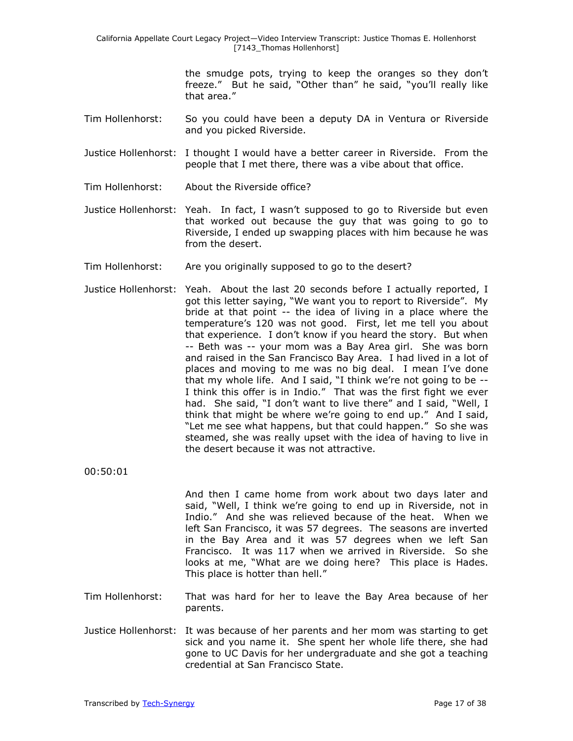the smudge pots, trying to keep the oranges so they don't freeze." But he said, "Other than" he said, "you'll really like that area."

Tim Hollenhorst: So you could have been a deputy DA in Ventura or Riverside and you picked Riverside.

Justice Hollenhorst: I thought I would have a better career in Riverside. From the people that I met there, there was a vibe about that office.

Tim Hollenhorst: About the Riverside office?

Justice Hollenhorst: Yeah. In fact, I wasn't supposed to go to Riverside but even that worked out because the guy that was going to go to Riverside, I ended up swapping places with him because he was from the desert.

Tim Hollenhorst: Are you originally supposed to go to the desert?

Justice Hollenhorst: Yeah. About the last 20 seconds before I actually reported, I got this letter saying, "We want you to report to Riverside". My bride at that point -- the idea of living in a place where the temperature's 120 was not good. First, let me tell you about that experience. I don't know if you heard the story. But when -- Beth was -- your mom was a Bay Area girl. She was born and raised in the San Francisco Bay Area. I had lived in a lot of places and moving to me was no big deal. I mean I've done that my whole life. And I said, "I think we're not going to be -- I think this offer is in Indio." That was the first fight we ever had. She said, "I don't want to live there" and I said, "Well, I think that might be where we're going to end up." And I said, "Let me see what happens, but that could happen." So she was steamed, she was really upset with the idea of having to live in the desert because it was not attractive.

00:50:01

And then I came home from work about two days later and said, "Well, I think we're going to end up in Riverside, not in Indio." And she was relieved because of the heat. When we left San Francisco, it was 57 degrees. The seasons are inverted in the Bay Area and it was 57 degrees when we left San Francisco. It was 117 when we arrived in Riverside. So she looks at me, "What are we doing here? This place is Hades. This place is hotter than hell."

Tim Hollenhorst: That was hard for her to leave the Bay Area because of her parents.

Justice Hollenhorst: It was because of her parents and her mom was starting to get sick and you name it. She spent her whole life there, she had gone to UC Davis for her undergraduate and she got a teaching credential at San Francisco State.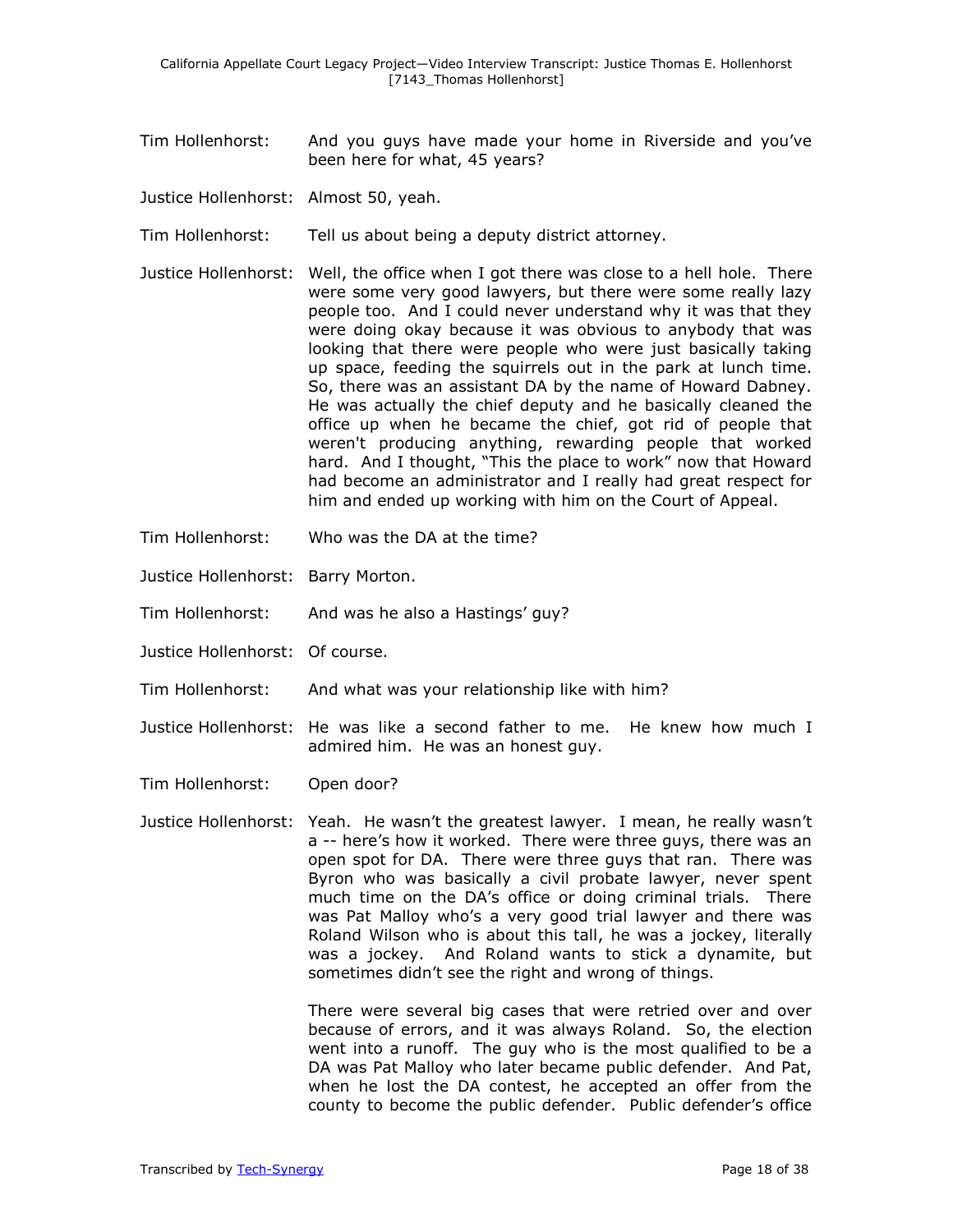Tim Hollenhorst: And you guys have made your home in Riverside and you've been here for what, 45 years?

Justice Hollenhorst: Almost 50, yeah.

Tim Hollenhorst: Tell us about being a deputy district attorney.

Justice Hollenhorst: Well, the office when I got there was close to a hell hole. There were some very good lawyers, but there were some really lazy people too. And I could never understand why it was that they were doing okay because it was obvious to anybody that was looking that there were people who were just basically taking up space, feeding the squirrels out in the park at lunch time. So, there was an assistant DA by the name of Howard Dabney. He was actually the chief deputy and he basically cleaned the office up when he became the chief, got rid of people that weren't producing anything, rewarding people that worked hard. And I thought, "This the place to work" now that Howard had become an administrator and I really had great respect for him and ended up working with him on the Court of Appeal.

Tim Hollenhorst: Who was the DA at the time?

Justice Hollenhorst: Barry Morton.

Tim Hollenhorst: And was he also a Hastings' guy?

Justice Hollenhorst: Of course.

Tim Hollenhorst: And what was your relationship like with him?

Justice Hollenhorst: He was like a second father to me. He knew how much I admired him. He was an honest guy.

Tim Hollenhorst: Open door?

Justice Hollenhorst: Yeah. He wasn't the greatest lawyer. I mean, he really wasn't a -- here's how it worked. There were three guys, there was an open spot for DA. There were three guys that ran. There was Byron who was basically a civil probate lawyer, never spent much time on the DA's office or doing criminal trials. There was Pat Malloy who's a very good trial lawyer and there was Roland Wilson who is about this tall, he was a jockey, literally was a jockey. And Roland wants to stick a dynamite, but sometimes didn't see the right and wrong of things.

There were several big cases that were retried over and over because of errors, and it was always Roland. So, the election went into a runoff. The guy who is the most qualified to be a DA was Pat Malloy who later became public defender. And Pat, when he lost the DA contest, he accepted an offer from the county to become the public defender. Public defender's office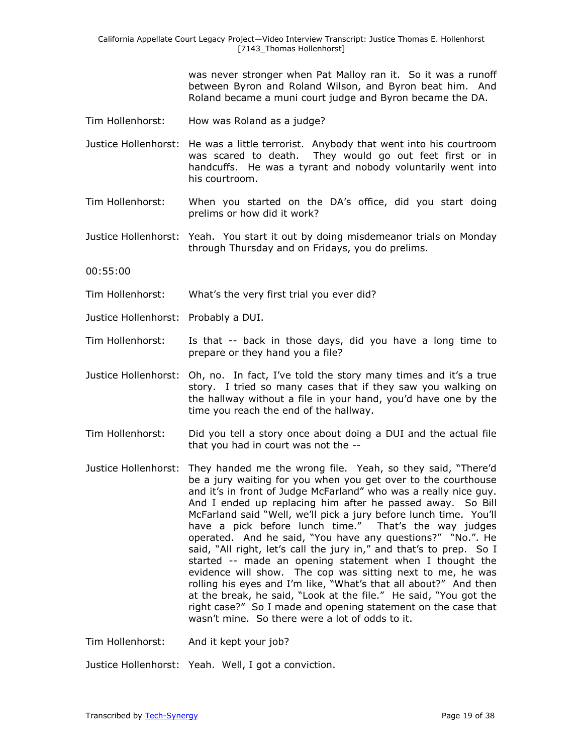was never stronger when Pat Malloy ran it. So it was a runoff between Byron and Roland Wilson, and Byron beat him. And Roland became a muni court judge and Byron became the DA.

Tim Hollenhorst: How was Roland as a judge?

Justice Hollenhorst: He was a little terrorist. Anybody that went into his courtroom was scared to death. They would go out feet first or in handcuffs. He was a tyrant and nobody voluntarily went into his courtroom.

Tim Hollenhorst: When you started on the DA's office, did you start doing prelims or how did it work?

Justice Hollenhorst: Yeah. You start it out by doing misdemeanor trials on Monday through Thursday and on Fridays, you do prelims.

00:55:00

Tim Hollenhorst: What's the very first trial you ever did?

Justice Hollenhorst: Probably a DUI.

Tim Hollenhorst: Is that -- back in those days, did you have a long time to prepare or they hand you a file?

Justice Hollenhorst: Oh, no. In fact, I've told the story many times and it's a true story. I tried so many cases that if they saw you walking on the hallway without a file in your hand, you'd have one by the time you reach the end of the hallway.

Tim Hollenhorst: Did you tell a story once about doing a DUI and the actual file that you had in court was not the --

Justice Hollenhorst: They handed me the wrong file. Yeah, so they said, "There'd be a jury waiting for you when you get over to the courthouse and it's in front of Judge McFarland" who was a really nice guy. And I ended up replacing him after he passed away. So Bill McFarland said "Well, we'll pick a jury before lunch time. You'll have a pick before lunch time." That's the way judges operated. And he said, "You have any questions?" "No.". He said, "All right, let's call the jury in," and that's to prep. So I started -- made an opening statement when I thought the evidence will show. The cop was sitting next to me, he was rolling his eyes and I'm like, "What's that all about?" And then at the break, he said, "Look at the file." He said, "You got the right case?" So I made and opening statement on the case that wasn't mine. So there were a lot of odds to it.

Tim Hollenhorst: And it kept your job?

Justice Hollenhorst: Yeah. Well, I got a conviction.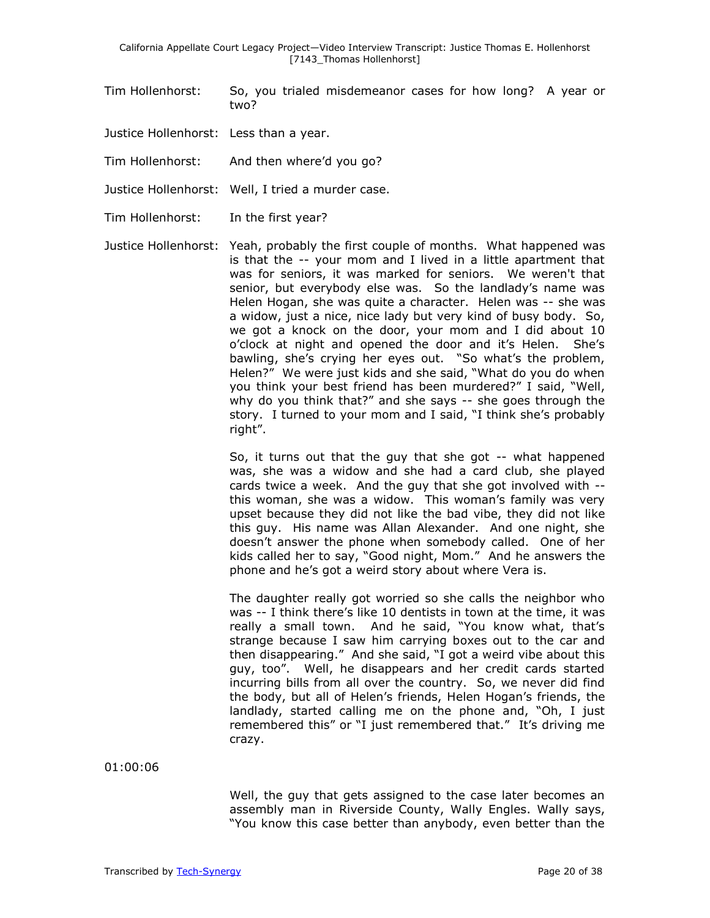Tim Hollenhorst: So, you trialed misdemeanor cases for how long? A year or two?

Justice Hollenhorst: Less than a year.

Tim Hollenhorst: And then where'd you go?

Justice Hollenhorst: Well, I tried a murder case.

Tim Hollenhorst: In the first year?

Justice Hollenhorst: Yeah, probably the first couple of months. What happened was is that the -- your mom and I lived in a little apartment that was for seniors, it was marked for seniors. We weren't that senior, but everybody else was. So the landlady's name was Helen Hogan, she was quite a character. Helen was -- she was a widow, just a nice, nice lady but very kind of busy body. So, we got a knock on the door, your mom and I did about 10 o'clock at night and opened the door and it's Helen. She's bawling, she's crying her eyes out. "So what's the problem, Helen?" We were just kids and she said, "What do you do when you think your best friend has been murdered?" I said, "Well, why do you think that?" and she says -- she goes through the story. I turned to your mom and I said, "I think she's probably right".

So, it turns out that the guy that she got -- what happened was, she was a widow and she had a card club, she played cards twice a week. And the guy that she got involved with -- this woman, she was a widow. This woman's family was very upset because they did not like the bad vibe, they did not like this guy. His name was Allan Alexander. And one night, she doesn't answer the phone when somebody called. One of her kids called her to say, "Good night, Mom." And he answers the phone and he's got a weird story about where Vera is.

The daughter really got worried so she calls the neighbor who was -- I think there's like 10 dentists in town at the time, it was really a small town. And he said, "You know what, that's strange because I saw him carrying boxes out to the car and then disappearing." And she said, "I got a weird vibe about this guy, too". Well, he disappears and her credit cards started incurring bills from all over the country. So, we never did find the body, but all of Helen's friends, Helen Hogan's friends, the landlady, started calling me on the phone and, "Oh, I just remembered this" or "I just remembered that." It's driving me crazy.

01:00:06

Well, the guy that gets assigned to the case later becomes an assembly man in Riverside County, Wally Engles. Wally says, "You know this case better than anybody, even better than the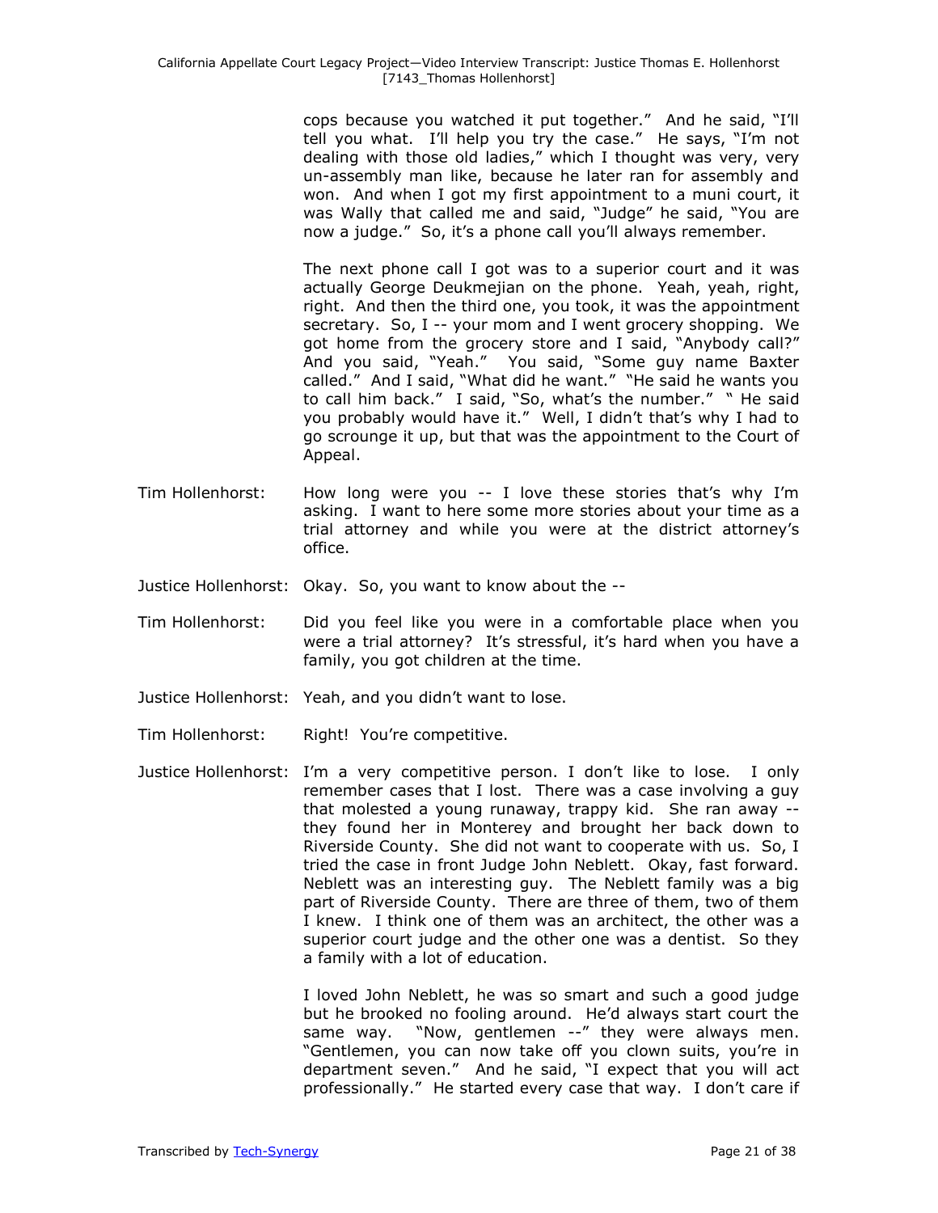cops because you watched it put together." And he said, "I'll tell you what. I'll help you try the case." He says, "I'm not dealing with those old ladies," which I thought was very, very un-assembly man like, because he later ran for assembly and won. And when I got my first appointment to a muni court, it was Wally that called me and said, "Judge" he said, "You are now a judge." So, it's a phone call you'll always remember.

The next phone call I got was to a superior court and it was actually George Deukmejian on the phone. Yeah, yeah, right, right. And then the third one, you took, it was the appointment secretary. So, I -- your mom and I went grocery shopping. We got home from the grocery store and I said, "Anybody call?" And you said, "Yeah." You said, "Some guy name Baxter called." And I said, "What did he want." "He said he wants you to call him back." I said, "So, what's the number." " He said you probably would have it." Well, I didn't that's why I had to go scrounge it up, but that was the appointment to the Court of Appeal.

Tim Hollenhorst: How long were you -- I love these stories that's why I'm asking. I want to here some more stories about your time as a trial attorney and while you were at the district attorney's office.

Justice Hollenhorst: Okay. So, you want to know about the --

Tim Hollenhorst: Did you feel like you were in a comfortable place when you were a trial attorney? It's stressful, it's hard when you have a family, you got children at the time.

Justice Hollenhorst: Yeah, and you didn't want to lose.

Tim Hollenhorst: Right! You're competitive.

Justice Hollenhorst: I'm a very competitive person. I don't like to lose. I only remember cases that I lost. There was a case involving a guy that molested a young runaway, trappy kid. She ran away -- they found her in Monterey and brought her back down to Riverside County. She did not want to cooperate with us. So, I tried the case in front Judge John Neblett. Okay, fast forward. Neblett was an interesting guy. The Neblett family was a big part of Riverside County. There are three of them, two of them I knew. I think one of them was an architect, the other was a superior court judge and the other one was a dentist. So they a family with a lot of education.

I loved John Neblett, he was so smart and such a good judge but he brooked no fooling around. He'd always start court the same way. "Now, gentlemen --" they were always men. "Gentlemen, you can now take off you clown suits, you're in department seven." And he said, "I expect that you will act professionally." He started every case that way. I don't care if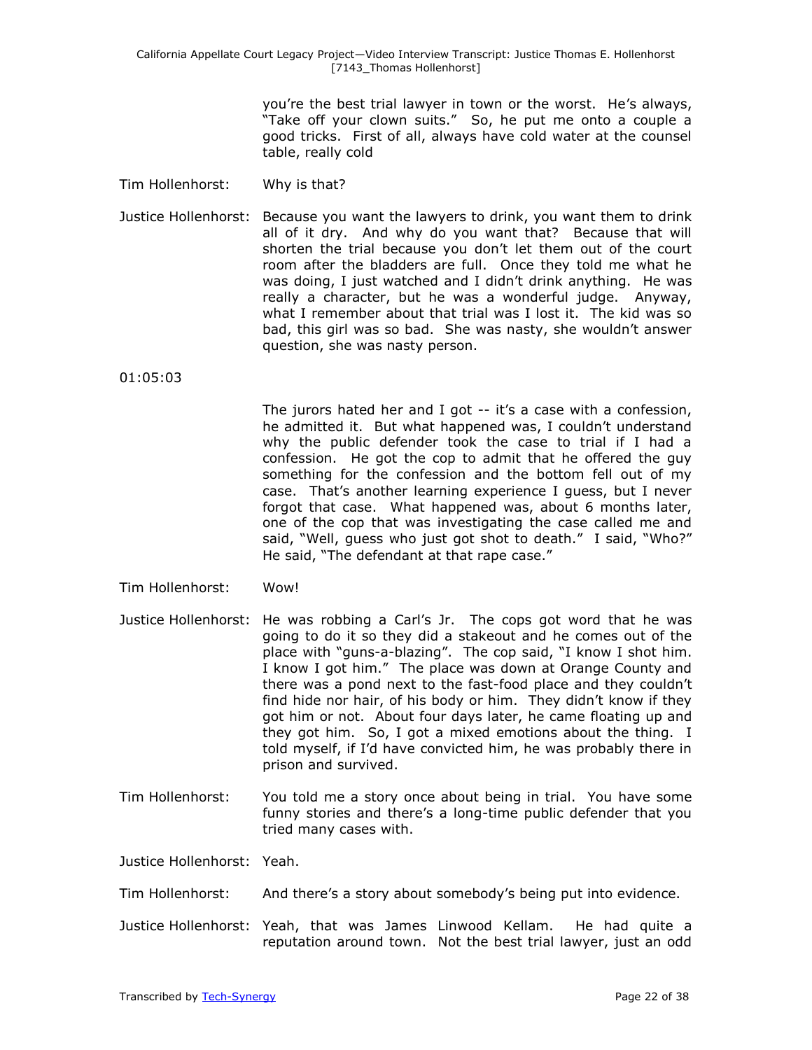you're the best trial lawyer in town or the worst. He's always, "Take off your clown suits." So, he put me onto a couple a good tricks. First of all, always have cold water at the counsel table, really cold

Tim Hollenhorst: Why is that?

Justice Hollenhorst: Because you want the lawyers to drink, you want them to drink all of it dry. And why do you want that? Because that will shorten the trial because you don't let them out of the court room after the bladders are full. Once they told me what he was doing, I just watched and I didn't drink anything. He was really a character, but he was a wonderful judge. Anyway, what I remember about that trial was I lost it. The kid was so bad, this girl was so bad. She was nasty, she wouldn't answer question, she was nasty person.

01:05:03

The jurors hated her and I got -- it's a case with a confession, he admitted it. But what happened was, I couldn't understand why the public defender took the case to trial if I had a confession. He got the cop to admit that he offered the guy something for the confession and the bottom fell out of my case. That's another learning experience I guess, but I never forgot that case. What happened was, about 6 months later, one of the cop that was investigating the case called me and said, "Well, guess who just got shot to death." I said, "Who?" He said, "The defendant at that rape case."

Tim Hollenhorst: Wow!

Justice Hollenhorst: He was robbing a Carl's Jr. The cops got word that he was going to do it so they did a stakeout and he comes out of the place with "guns-a-blazing". The cop said, "I know I shot him. I know I got him." The place was down at Orange County and there was a pond next to the fast-food place and they couldn't find hide nor hair, of his body or him. They didn't know if they got him or not. About four days later, he came floating up and they got him. So, I got a mixed emotions about the thing. I told myself, if I'd have convicted him, he was probably there in prison and survived.

Tim Hollenhorst: You told me a story once about being in trial. You have some funny stories and there's a long-time public defender that you tried many cases with.

Justice Hollenhorst: Yeah.

Tim Hollenhorst: And there's a story about somebody's being put into evidence.

Justice Hollenhorst: Yeah, that was James Linwood Kellam. He had quite a reputation around town. Not the best trial lawyer, just an odd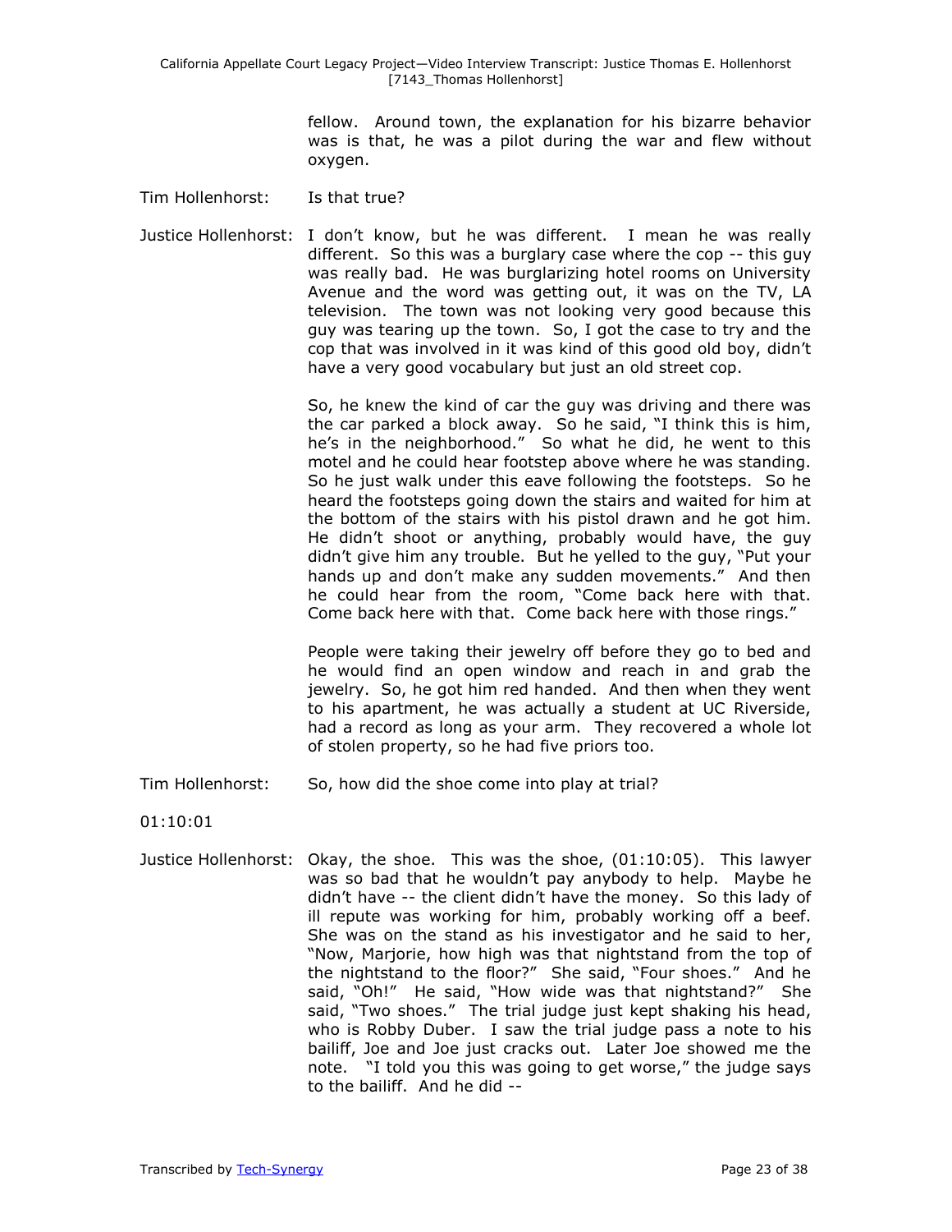fellow. Around town, the explanation for his bizarre behavior was is that, he was a pilot during the war and flew without oxygen.

Tim Hollenhorst: Is that true?

Justice Hollenhorst: I don't know, but he was different. I mean he was really different. So this was a burglary case where the cop -- this guy was really bad. He was burglarizing hotel rooms on University Avenue and the word was getting out, it was on the TV, LA television. The town was not looking very good because this guy was tearing up the town. So, I got the case to try and the cop that was involved in it was kind of this good old boy, didn't have a very good vocabulary but just an old street cop.

So, he knew the kind of car the guy was driving and there was the car parked a block away. So he said, "I think this is him, he's in the neighborhood." So what he did, he went to this motel and he could hear footstep above where he was standing. So he just walk under this eave following the footsteps. So he heard the footsteps going down the stairs and waited for him at the bottom of the stairs with his pistol drawn and he got him. He didn't shoot or anything, probably would have, the guy didn't give him any trouble. But he yelled to the guy, "Put your hands up and don't make any sudden movements." And then he could hear from the room, "Come back here with that. Come back here with that. Come back here with those rings."

People were taking their jewelry off before they go to bed and he would find an open window and reach in and grab the jewelry. So, he got him red handed. And then when they went to his apartment, he was actually a student at UC Riverside, had a record as long as your arm. They recovered a whole lot of stolen property, so he had five priors too.

Tim Hollenhorst: So, how did the shoe come into play at trial?

01:10:01

Justice Hollenhorst: Okay, the shoe. This was the shoe, (01:10:05). This lawyer was so bad that he wouldn't pay anybody to help. Maybe he didn't have -- the client didn't have the money. So this lady of ill repute was working for him, probably working off a beef. She was on the stand as his investigator and he said to her, "Now, Marjorie, how high was that nightstand from the top of the nightstand to the floor?" She said, "Four shoes." And he said, "Oh!" He said, "How wide was that nightstand?" She said, "Two shoes." The trial judge just kept shaking his head, who is Robby Duber. I saw the trial judge pass a note to his bailiff, Joe and Joe just cracks out. Later Joe showed me the note. "I told you this was going to get worse," the judge says to the bailiff. And he did --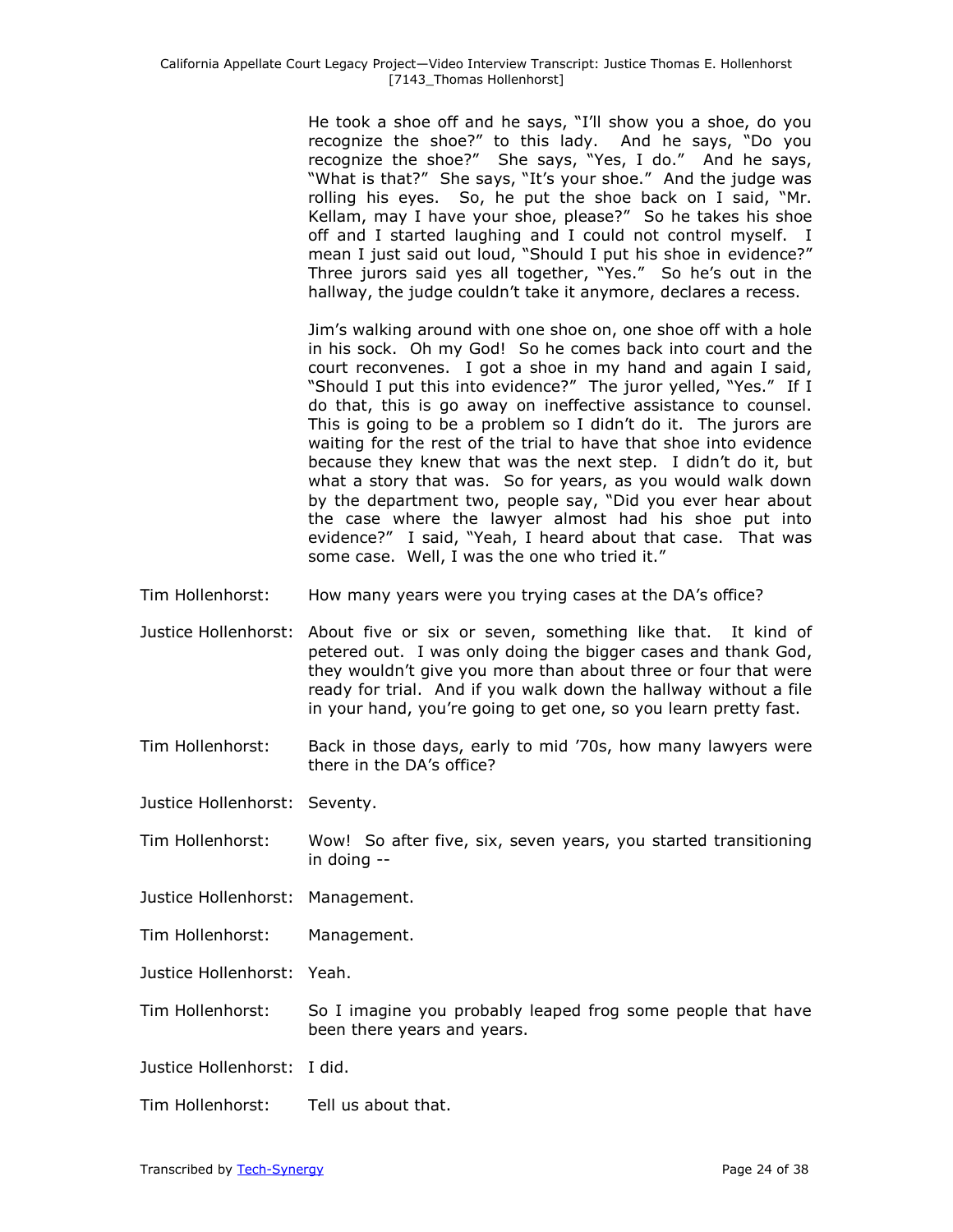He took a shoe off and he says, "I'll show you a shoe, do you recognize the shoe?" to this lady. And he says, "Do you recognize the shoe?" She says, "Yes, I do." And he says, "What is that?" She says, "It's your shoe." And the judge was rolling his eyes. So, he put the shoe back on I said, "Mr. Kellam, may I have your shoe, please?" So he takes his shoe off and I started laughing and I could not control myself. I mean I just said out loud, "Should I put his shoe in evidence?" Three jurors said yes all together, "Yes." So he's out in the hallway, the judge couldn't take it anymore, declares a recess.

Jim's walking around with one shoe on, one shoe off with a hole in his sock. Oh my God! So he comes back into court and the court reconvenes. I got a shoe in my hand and again I said, "Should I put this into evidence?" The juror yelled, "Yes." If I do that, this is go away on ineffective assistance to counsel. This is going to be a problem so I didn't do it. The jurors are waiting for the rest of the trial to have that shoe into evidence because they knew that was the next step. I didn't do it, but what a story that was. So for years, as you would walk down by the department two, people say, "Did you ever hear about the case where the lawyer almost had his shoe put into evidence?" I said, "Yeah, I heard about that case. That was some case. Well, I was the one who tried it."

Tim Hollenhorst: How many years were you trying cases at the DA's office?

Justice Hollenhorst: About five or six or seven, something like that. It kind of petered out. I was only doing the bigger cases and thank God, they wouldn't give you more than about three or four that were ready for trial. And if you walk down the hallway without a file in your hand, you're going to get one, so you learn pretty fast.

Tim Hollenhorst: Back in those days, early to mid '70s, how many lawyers were there in the DA's office?

Justice Hollenhorst: Seventy.

Tim Hollenhorst: Wow! So after five, six, seven years, you started transitioning in doing --

Justice Hollenhorst: Management.

Tim Hollenhorst: Management.

Justice Hollenhorst: Yeah.

Tim Hollenhorst: So I imagine you probably leaped frog some people that have been there years and years.

Justice Hollenhorst: I did.

Tim Hollenhorst: Tell us about that.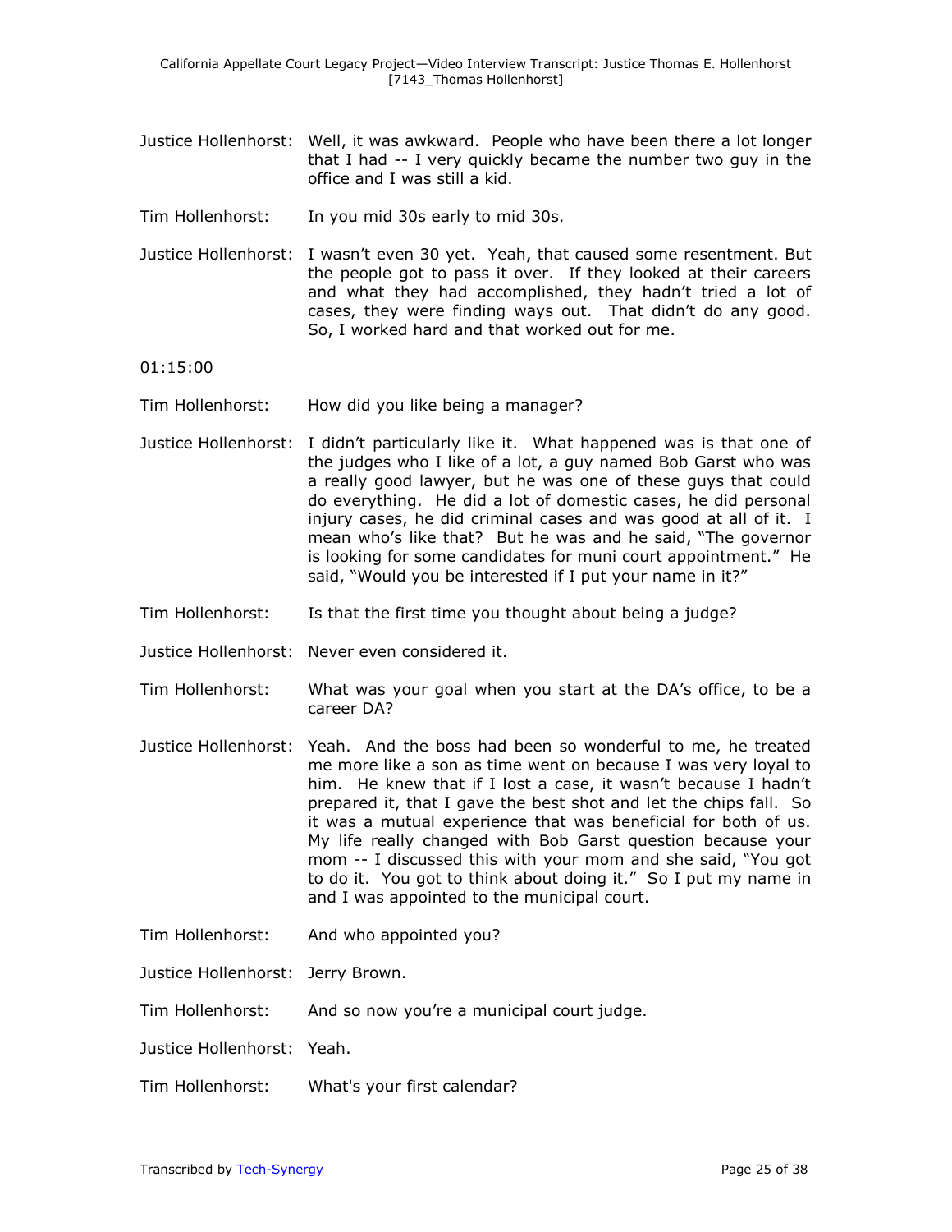Justice Hollenhorst: Well, it was awkward. People who have been there a lot longer that I had -- I very quickly became the number two guy in the office and I was still a kid.

Tim Hollenhorst: In you mid 30s early to mid 30s.

Justice Hollenhorst: I wasn't even 30 yet. Yeah, that caused some resentment. But the people got to pass it over. If they looked at their careers and what they had accomplished, they hadn't tried a lot of cases, they were finding ways out. That didn't do any good. So, I worked hard and that worked out for me.

01:15:00

Tim Hollenhorst: How did you like being a manager?

Justice Hollenhorst: I didn't particularly like it. What happened was is that one of the judges who I like of a lot, a guy named Bob Garst who was a really good lawyer, but he was one of these guys that could do everything. He did a lot of domestic cases, he did personal injury cases, he did criminal cases and was good at all of it. I mean who's like that? But he was and he said, "The governor is looking for some candidates for muni court appointment." He said, "Would you be interested if I put your name in it?"

Tim Hollenhorst: Is that the first time you thought about being a judge?

Justice Hollenhorst: Never even considered it.

Tim Hollenhorst: What was your goal when you start at the DA's office, to be a career DA?

Justice Hollenhorst: Yeah. And the boss had been so wonderful to me, he treated me more like a son as time went on because I was very loyal to him. He knew that if I lost a case, it wasn't because I hadn't prepared it, that I gave the best shot and let the chips fall. So it was a mutual experience that was beneficial for both of us. My life really changed with Bob Garst question because your mom -- I discussed this with your mom and she said, "You got to do it. You got to think about doing it." So I put my name in and I was appointed to the municipal court.

Tim Hollenhorst: And who appointed you?

Justice Hollenhorst: Jerry Brown.

Tim Hollenhorst: And so now you're a municipal court judge.

Justice Hollenhorst: Yeah.

Tim Hollenhorst: What's your first calendar?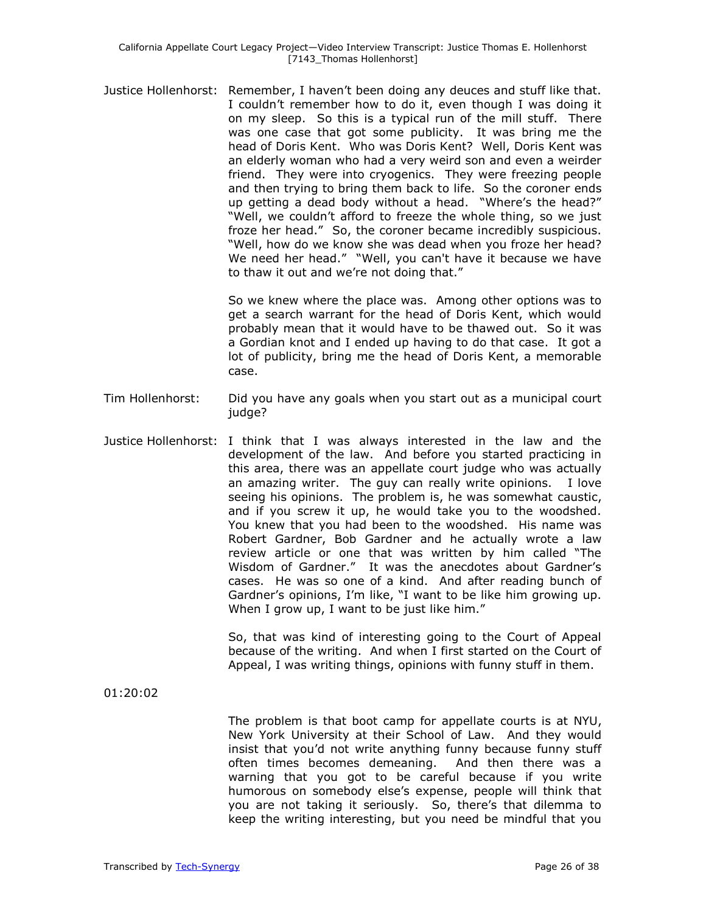Justice Hollenhorst: Remember, I haven't been doing any deuces and stuff like that. I couldn't remember how to do it, even though I was doing it on my sleep. So this is a typical run of the mill stuff. There was one case that got some publicity. It was bring me the head of Doris Kent. Who was Doris Kent? Well, Doris Kent was an elderly woman who had a very weird son and even a weirder friend. They were into cryogenics. They were freezing people and then trying to bring them back to life. So the coroner ends up getting a dead body without a head. "Where's the head?" "Well, we couldn't afford to freeze the whole thing, so we just froze her head." So, the coroner became incredibly suspicious. "Well, how do we know she was dead when you froze her head? We need her head." "Well, you can't have it because we have to thaw it out and we're not doing that."

So we knew where the place was. Among other options was to get a search warrant for the head of Doris Kent, which would probably mean that it would have to be thawed out. So it was a Gordian knot and I ended up having to do that case. It got a lot of publicity, bring me the head of Doris Kent, a memorable case.

Tim Hollenhorst: Did you have any goals when you start out as a municipal court judge?

Justice Hollenhorst: I think that I was always interested in the law and the development of the law. And before you started practicing in this area, there was an appellate court judge who was actually an amazing writer. The guy can really write opinions. I love seeing his opinions. The problem is, he was somewhat caustic, and if you screw it up, he would take you to the woodshed. You knew that you had been to the woodshed. His name was Robert Gardner, Bob Gardner and he actually wrote a law review article or one that was written by him called "The Wisdom of Gardner." It was the anecdotes about Gardner's cases. He was so one of a kind. And after reading bunch of Gardner's opinions, I'm like, "I want to be like him growing up. When I grow up, I want to be just like him."

So, that was kind of interesting going to the Court of Appeal because of the writing. And when I first started on the Court of Appeal, I was writing things, opinions with funny stuff in them.

01:20:02

The problem is that boot camp for appellate courts is at NYU, New York University at their School of Law. And they would insist that you'd not write anything funny because funny stuff often times becomes demeaning. And then there was a warning that you got to be careful because if you write humorous on somebody else's expense, people will think that you are not taking it seriously. So, there's that dilemma to keep the writing interesting, but you need be mindful that you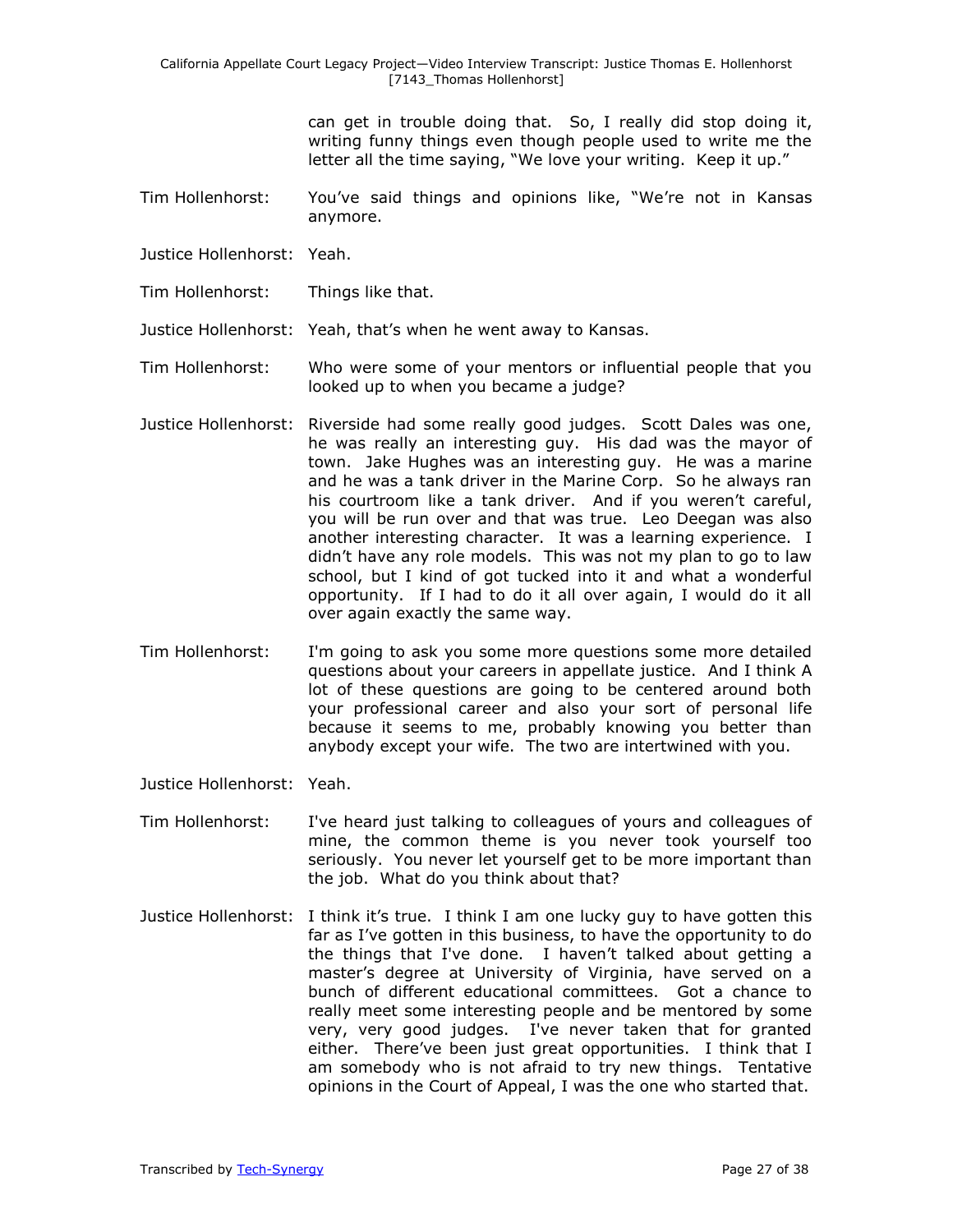can get in trouble doing that. So, I really did stop doing it, writing funny things even though people used to write me the letter all the time saying, "We love your writing. Keep it up."

Tim Hollenhorst: You've said things and opinions like, "We're not in Kansas anymore.

Justice Hollenhorst: Yeah.

Tim Hollenhorst: Things like that.

Justice Hollenhorst: Yeah, that's when he went away to Kansas.

Tim Hollenhorst: Who were some of your mentors or influential people that you looked up to when you became a judge?

Justice Hollenhorst: Riverside had some really good judges. Scott Dales was one, he was really an interesting guy. His dad was the mayor of town. Jake Hughes was an interesting guy. He was a marine and he was a tank driver in the Marine Corp. So he always ran his courtroom like a tank driver. And if you weren't careful, you will be run over and that was true. Leo Deegan was also another interesting character. It was a learning experience. I didn't have any role models. This was not my plan to go to law school, but I kind of got tucked into it and what a wonderful opportunity. If I had to do it all over again, I would do it all over again exactly the same way.

Tim Hollenhorst: I'm going to ask you some more questions some more detailed questions about your careers in appellate justice. And I think A lot of these questions are going to be centered around both your professional career and also your sort of personal life because it seems to me, probably knowing you better than anybody except your wife. The two are intertwined with you.

Justice Hollenhorst: Yeah.

Tim Hollenhorst: I've heard just talking to colleagues of yours and colleagues of mine, the common theme is you never took yourself too seriously. You never let yourself get to be more important than the job. What do you think about that?

Justice Hollenhorst: I think it's true. I think I am one lucky guy to have gotten this far as I've gotten in this business, to have the opportunity to do the things that I've done. I haven't talked about getting a master's degree at University of Virginia, have served on a bunch of different educational committees. Got a chance to really meet some interesting people and be mentored by some very, very good judges. I've never taken that for granted either. There've been just great opportunities. I think that I am somebody who is not afraid to try new things. Tentative opinions in the Court of Appeal, I was the one who started that.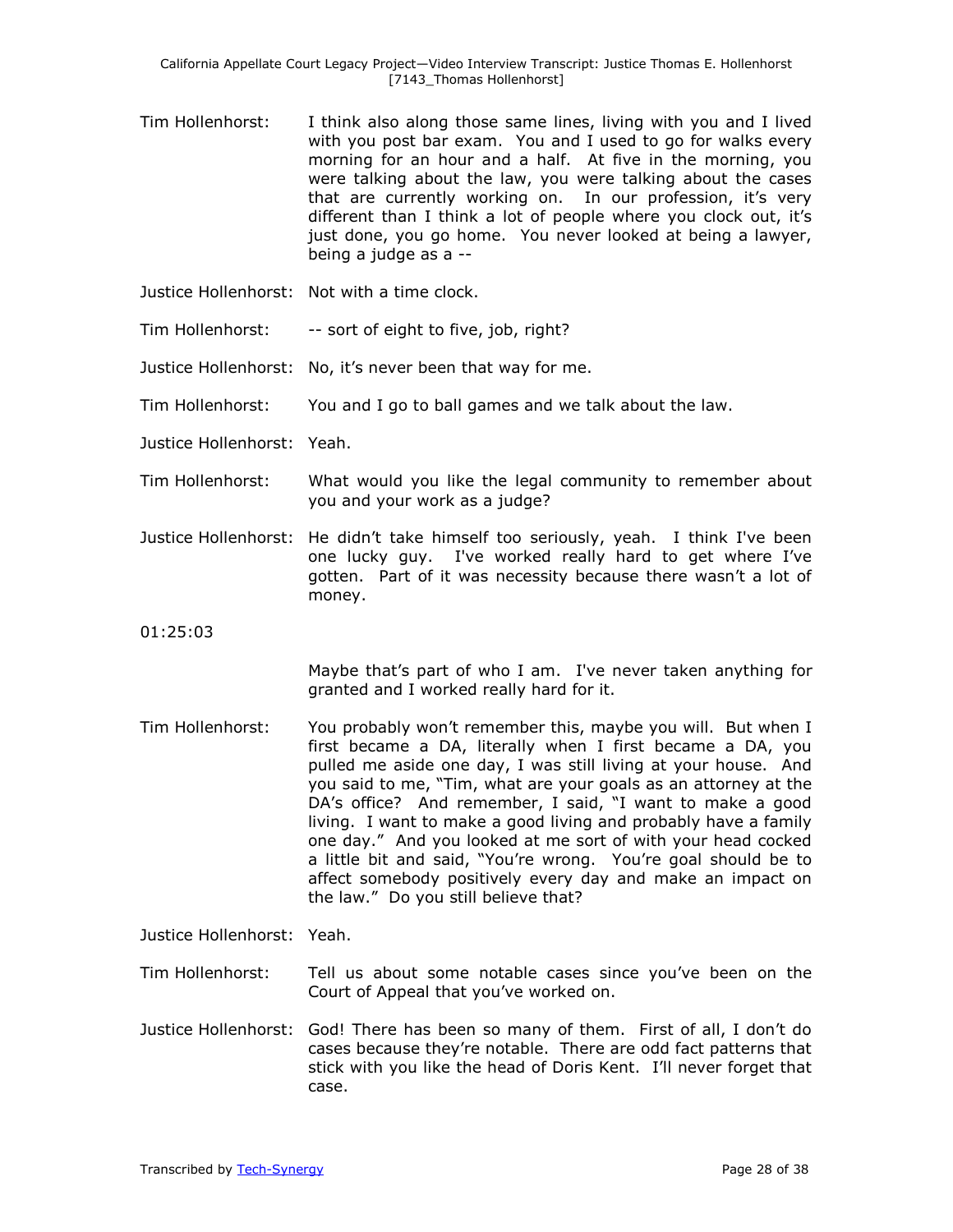Tim Hollenhorst: I think also along those same lines, living with you and I lived with you post bar exam. You and I used to go for walks every morning for an hour and a half. At five in the morning, you were talking about the law, you were talking about the cases that are currently working on. In our profession, it's very different than I think a lot of people where you clock out, it's just done, you go home. You never looked at being a lawyer, being a judge as a --

Justice Hollenhorst: Not with a time clock.

Tim Hollenhorst: -- sort of eight to five, job, right?

Justice Hollenhorst: No, it's never been that way for me.

Tim Hollenhorst: You and I go to ball games and we talk about the law.

Justice Hollenhorst: Yeah.

Tim Hollenhorst: What would you like the legal community to remember about you and your work as a judge?

Justice Hollenhorst: He didn't take himself too seriously, yeah. I think I've been one lucky guy. I've worked really hard to get where I've gotten. Part of it was necessity because there wasn't a lot of money.

01:25:03

Maybe that's part of who I am. I've never taken anything for granted and I worked really hard for it.

Tim Hollenhorst: You probably won't remember this, maybe you will. But when I first became a DA, literally when I first became a DA, you pulled me aside one day, I was still living at your house. And you said to me, "Tim, what are your goals as an attorney at the DA's office? And remember, I said, "I want to make a good living. I want to make a good living and probably have a family one day." And you looked at me sort of with your head cocked a little bit and said, "You're wrong. You're goal should be to affect somebody positively every day and make an impact on the law." Do you still believe that?

Justice Hollenhorst: Yeah.

Tim Hollenhorst: Tell us about some notable cases since you've been on the Court of Appeal that you've worked on.

Justice Hollenhorst: God! There has been so many of them. First of all, I don't do cases because they're notable. There are odd fact patterns that stick with you like the head of Doris Kent. I'll never forget that case.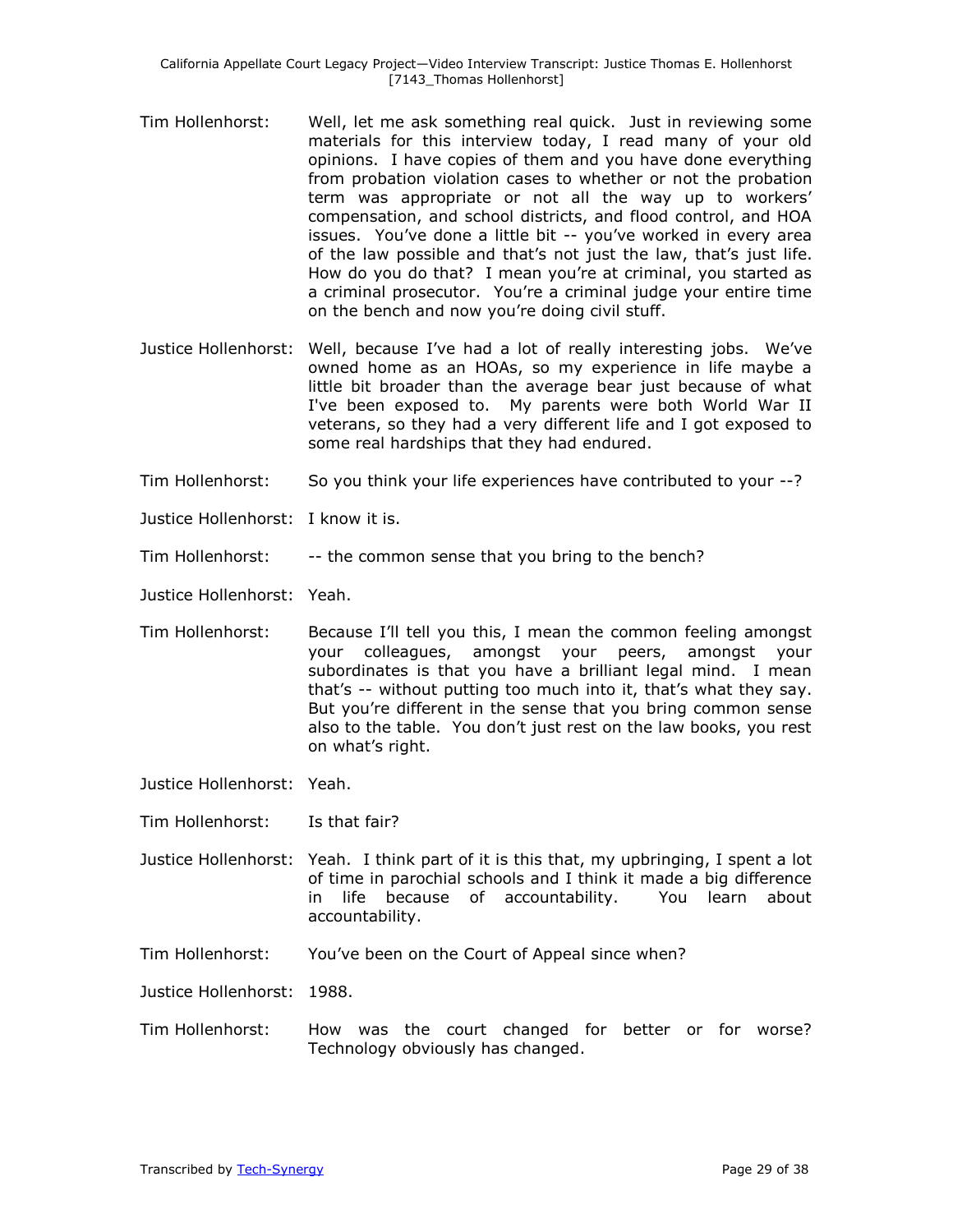Tim Hollenhorst: Well, let me ask something real quick. Just in reviewing some materials for this interview today, I read many of your old opinions. I have copies of them and you have done everything from probation violation cases to whether or not the probation term was appropriate or not all the way up to workers' compensation, and school districts, and flood control, and HOA issues. You've done a little bit -- you've worked in every area of the law possible and that's not just the law, that's just life. How do you do that? I mean you're at criminal, you started as a criminal prosecutor. You're a criminal judge your entire time on the bench and now you're doing civil stuff.

Justice Hollenhorst: Well, because I've had a lot of really interesting jobs. We've owned home as an HOAs, so my experience in life maybe a little bit broader than the average bear just because of what I've been exposed to. My parents were both World War II veterans, so they had a very different life and I got exposed to some real hardships that they had endured.

Tim Hollenhorst: So you think your life experiences have contributed to your --?

Justice Hollenhorst: I know it is.

Tim Hollenhorst: -- the common sense that you bring to the bench?

Justice Hollenhorst: Yeah.

Tim Hollenhorst: Because I'll tell you this, I mean the common feeling amongst your colleagues, amongst your peers, amongst your subordinates is that you have a brilliant legal mind. I mean that's -- without putting too much into it, that's what they say. But you're different in the sense that you bring common sense also to the table. You don't just rest on the law books, you rest on what's right.

Justice Hollenhorst: Yeah.

Tim Hollenhorst: Is that fair?

Justice Hollenhorst: Yeah. I think part of it is this that, my upbringing, I spent a lot of time in parochial schools and I think it made a big difference in life because of accountability. You learn about accountability.

Tim Hollenhorst: You've been on the Court of Appeal since when?

Justice Hollenhorst: 1988.

Tim Hollenhorst: How was the court changed for better or for worse? Technology obviously has changed.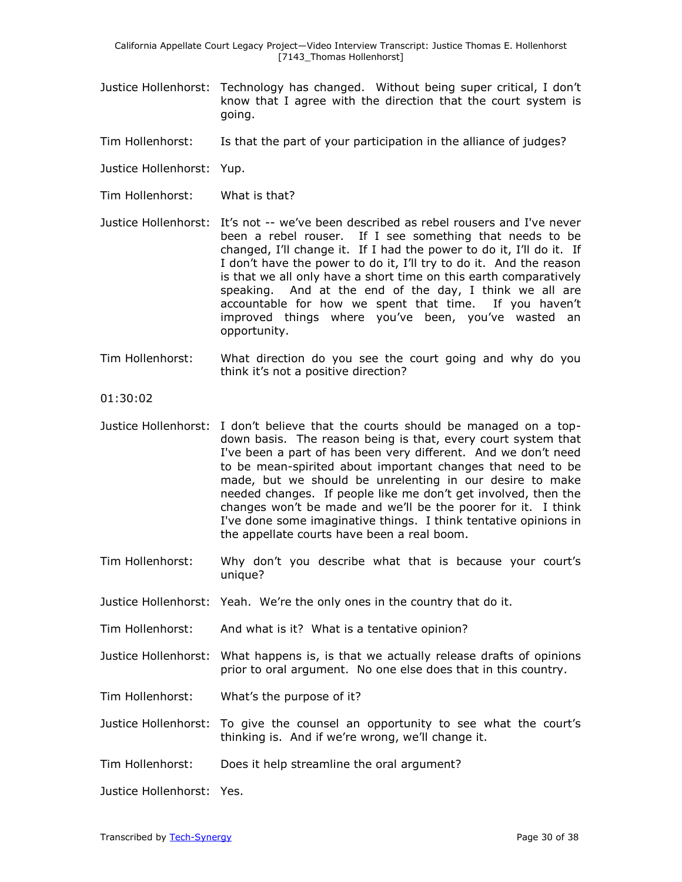Justice Hollenhorst: Technology has changed. Without being super critical, I don't know that I agree with the direction that the court system is going.

Tim Hollenhorst: Is that the part of your participation in the alliance of judges?

Justice Hollenhorst: Yup.

Tim Hollenhorst: What is that?

Justice Hollenhorst: It's not -- we've been described as rebel rousers and I've never been a rebel rouser. If I see something that needs to be changed, I'll change it. If I had the power to do it, I'll do it. If I don't have the power to do it, I'll try to do it. And the reason is that we all only have a short time on this earth comparatively speaking. And at the end of the day, I think we all are accountable for how we spent that time. If you haven't improved things where you've been, you've wasted an opportunity.

Tim Hollenhorst: What direction do you see the court going and why do you think it's not a positive direction?

01:30:02

Justice Hollenhorst: I don't believe that the courts should be managed on a top-down basis. The reason being is that, every court system that I've been a part of has been very different. And we don't need to be mean-spirited about important changes that need to be made, but we should be unrelenting in our desire to make needed changes. If people like me don't get involved, then the changes won't be made and we'll be the poorer for it. I think I've done some imaginative things. I think tentative opinions in the appellate courts have been a real boom.

Tim Hollenhorst: Why don't you describe what that is because your court's unique?

Justice Hollenhorst: Yeah. We're the only ones in the country that do it.

Tim Hollenhorst: And what is it? What is a tentative opinion?

Justice Hollenhorst: What happens is, is that we actually release drafts of opinions prior to oral argument. No one else does that in this country.

Tim Hollenhorst: What's the purpose of it?

Justice Hollenhorst: To give the counsel an opportunity to see what the court's thinking is. And if we're wrong, we'll change it.

Tim Hollenhorst: Does it help streamline the oral argument?

Justice Hollenhorst: Yes.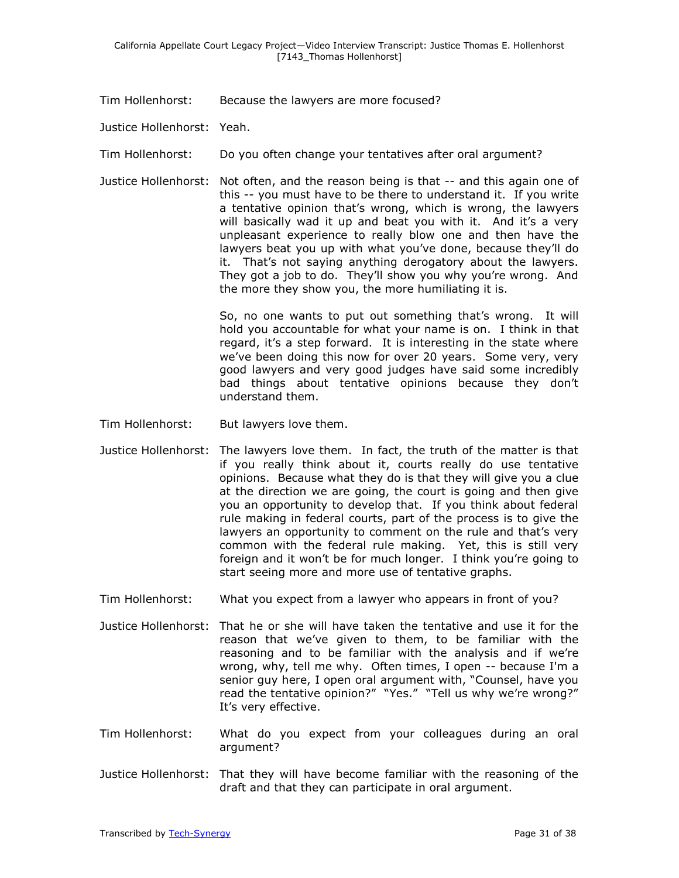Tim Hollenhorst: Because the lawyers are more focused?

Justice Hollenhorst: Yeah.

Tim Hollenhorst: Do you often change your tentatives after oral argument?

Justice Hollenhorst: Not often, and the reason being is that -- and this again one of this -- you must have to be there to understand it. If you write a tentative opinion that's wrong, which is wrong, the lawyers will basically wad it up and beat you with it. And it's a very unpleasant experience to really blow one and then have the lawyers beat you up with what you've done, because they'll do it. That's not saying anything derogatory about the lawyers. They got a job to do. They'll show you why you're wrong. And the more they show you, the more humiliating it is.

So, no one wants to put out something that's wrong. It will hold you accountable for what your name is on. I think in that regard, it's a step forward. It is interesting in the state where we've been doing this now for over 20 years. Some very, very good lawyers and very good judges have said some incredibly bad things about tentative opinions because they don't understand them.

Tim Hollenhorst: But lawyers love them.

Justice Hollenhorst: The lawyers love them. In fact, the truth of the matter is that if you really think about it, courts really do use tentative opinions. Because what they do is that they will give you a clue at the direction we are going, the court is going and then give you an opportunity to develop that. If you think about federal rule making in federal courts, part of the process is to give the lawyers an opportunity to comment on the rule and that's very common with the federal rule making. Yet, this is still very foreign and it won't be for much longer. I think you're going to start seeing more and more use of tentative graphs.

Tim Hollenhorst: What you expect from a lawyer who appears in front of you?

Justice Hollenhorst: That he or she will have taken the tentative and use it for the reason that we've given to them, to be familiar with the reasoning and to be familiar with the analysis and if we're wrong, why, tell me why. Often times, I open -- because I'm a senior guy here, I open oral argument with, "Counsel, have you read the tentative opinion?" "Yes." "Tell us why we're wrong?" It's very effective.

Tim Hollenhorst: What do you expect from your colleagues during an oral argument?

Justice Hollenhorst: That they will have become familiar with the reasoning of the draft and that they can participate in oral argument.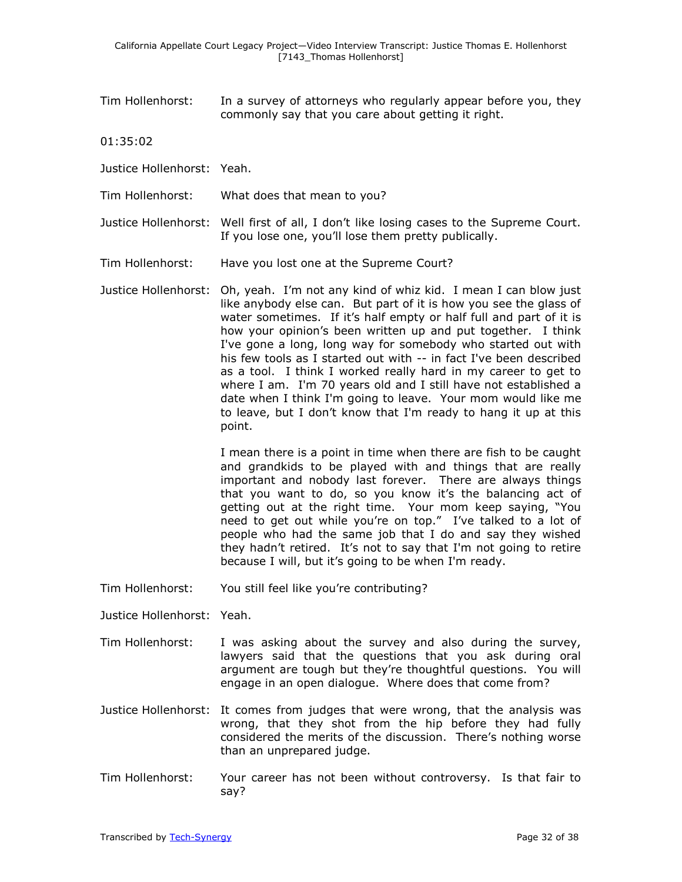Tim Hollenhorst: In a survey of attorneys who regularly appear before you, they commonly say that you care about getting it right.

01:35:02

Justice Hollenhorst: Yeah.

Tim Hollenhorst: What does that mean to you?

Justice Hollenhorst: Well first of all, I don't like losing cases to the Supreme Court. If you lose one, you'll lose them pretty publically.

Tim Hollenhorst: Have you lost one at the Supreme Court?

Justice Hollenhorst: Oh, yeah. I'm not any kind of whiz kid. I mean I can blow just like anybody else can. But part of it is how you see the glass of water sometimes. If it's half empty or half full and part of it is how your opinion's been written up and put together. I think I've gone a long, long way for somebody who started out with his few tools as I started out with -- in fact I've been described as a tool. I think I worked really hard in my career to get to where I am. I'm 70 years old and I still have not established a date when I think I'm going to leave. Your mom would like me to leave, but I don't know that I'm ready to hang it up at this point.

I mean there is a point in time when there are fish to be caught and grandkids to be played with and things that are really important and nobody last forever. There are always things that you want to do, so you know it's the balancing act of getting out at the right time. Your mom keep saying, "You need to get out while you're on top." I've talked to a lot of people who had the same job that I do and say they wished they hadn't retired. It's not to say that I'm not going to retire because I will, but it's going to be when I'm ready.

Tim Hollenhorst: You still feel like you're contributing?

Justice Hollenhorst: Yeah.

Tim Hollenhorst: I was asking about the survey and also during the survey, lawyers said that the questions that you ask during oral argument are tough but they're thoughtful questions. You will engage in an open dialogue. Where does that come from?

Justice Hollenhorst: It comes from judges that were wrong, that the analysis was wrong, that they shot from the hip before they had fully considered the merits of the discussion. There's nothing worse than an unprepared judge.

Tim Hollenhorst: Your career has not been without controversy. Is that fair to say?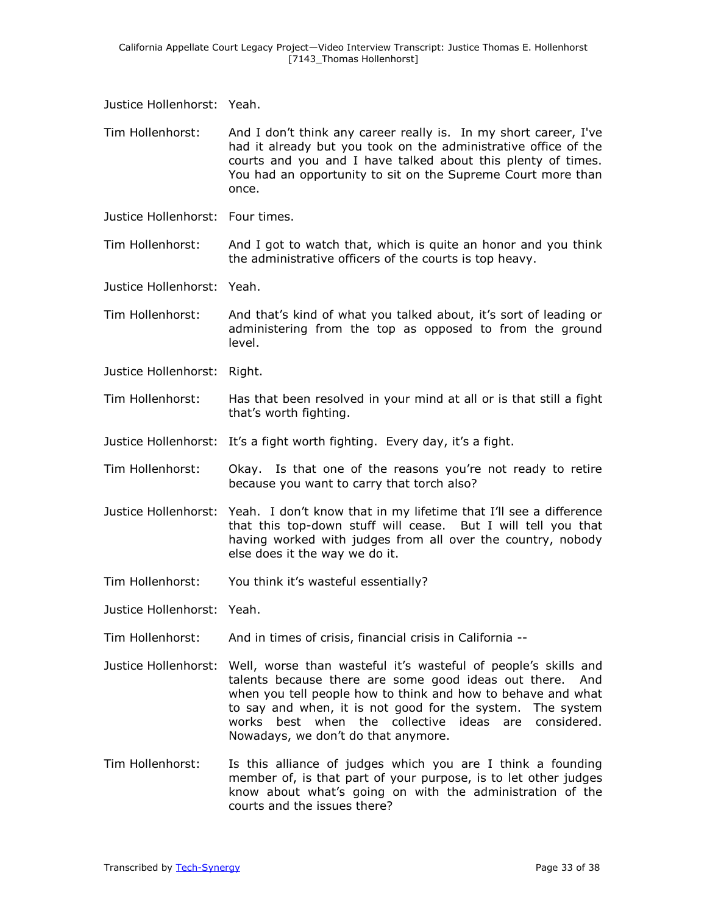Justice Hollenhorst: Yeah.

Tim Hollenhorst: And I don't think any career really is. In my short career, I've had it already but you took on the administrative office of the courts and you and I have talked about this plenty of times. You had an opportunity to sit on the Supreme Court more than once.

Justice Hollenhorst: Four times.

Tim Hollenhorst: And I got to watch that, which is quite an honor and you think the administrative officers of the courts is top heavy.

Justice Hollenhorst: Yeah.

Tim Hollenhorst: And that's kind of what you talked about, it's sort of leading or administering from the top as opposed to from the ground level.

Justice Hollenhorst: Right.

Tim Hollenhorst: Has that been resolved in your mind at all or is that still a fight that's worth fighting.

Justice Hollenhorst: It's a fight worth fighting. Every day, it's a fight.

Tim Hollenhorst: Okay. Is that one of the reasons you're not ready to retire because you want to carry that torch also?

Justice Hollenhorst: Yeah. I don't know that in my lifetime that I'll see a difference that this top-down stuff will cease. But I will tell you that having worked with judges from all over the country, nobody else does it the way we do it.

Tim Hollenhorst: You think it's wasteful essentially?

Justice Hollenhorst: Yeah.

Tim Hollenhorst: And in times of crisis, financial crisis in California --

Justice Hollenhorst: Well, worse than wasteful it's wasteful of people's skills and talents because there are some good ideas out there. And when you tell people how to think and how to behave and what to say and when, it is not good for the system. The system works best when the collective ideas are considered. Nowadays, we don't do that anymore.

Tim Hollenhorst: Is this alliance of judges which you are I think a founding member of, is that part of your purpose, is to let other judges know about what's going on with the administration of the courts and the issues there?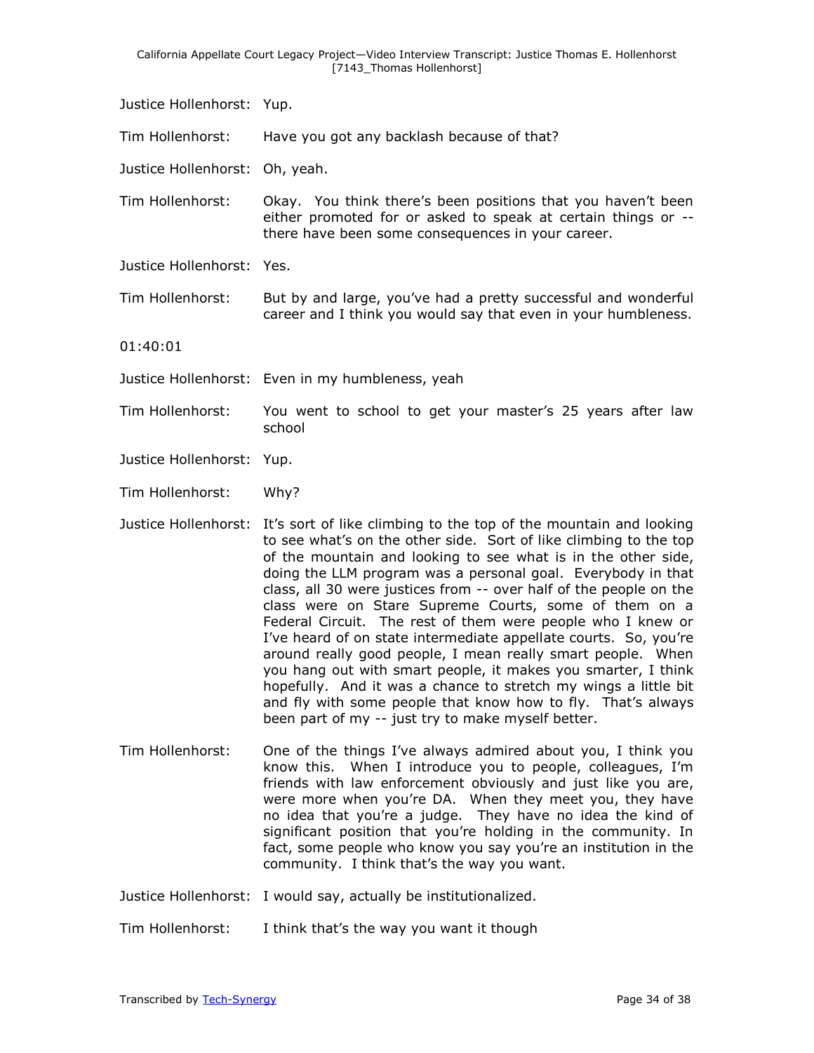Justice Hollenhorst: Yup.

Tim Hollenhorst: Have you got any backlash because of that?

Justice Hollenhorst: Oh, yeah.

Tim Hollenhorst: Okay. You think there's been positions that you haven't been either promoted for or asked to speak at certain things or -- there have been some consequences in your career.

Justice Hollenhorst: Yes.

Tim Hollenhorst: But by and large, you've had a pretty successful and wonderful career and I think you would say that even in your humbleness.

01:40:01

Justice Hollenhorst: Even in my humbleness, yeah

Tim Hollenhorst: You went to school to get your master's 25 years after law school

Justice Hollenhorst: Yup.

Tim Hollenhorst: Why?

Justice Hollenhorst: It's sort of like climbing to the top of the mountain and looking to see what's on the other side. Sort of like climbing to the top of the mountain and looking to see what is in the other side, doing the LLM program was a personal goal. Everybody in that class, all 30 were justices from -- over half of the people on the class were on Stare Supreme Courts, some of them on a Federal Circuit. The rest of them were people who I knew or I've heard of on state intermediate appellate courts. So, you're around really good people, I mean really smart people. When you hang out with smart people, it makes you smarter, I think hopefully. And it was a chance to stretch my wings a little bit and fly with some people that know how to fly. That's always been part of my -- just try to make myself better.

Tim Hollenhorst: One of the things I've always admired about you, I think you know this. When I introduce you to people, colleagues, I'm friends with law enforcement obviously and just like you are, were more when you're DA. When they meet you, they have no idea that you're a judge. They have no idea the kind of significant position that you're holding in the community. In fact, some people who know you say you're an institution in the community. I think that's the way you want.

Justice Hollenhorst: I would say, actually be institutionalized.

Tim Hollenhorst: I think that's the way you want it though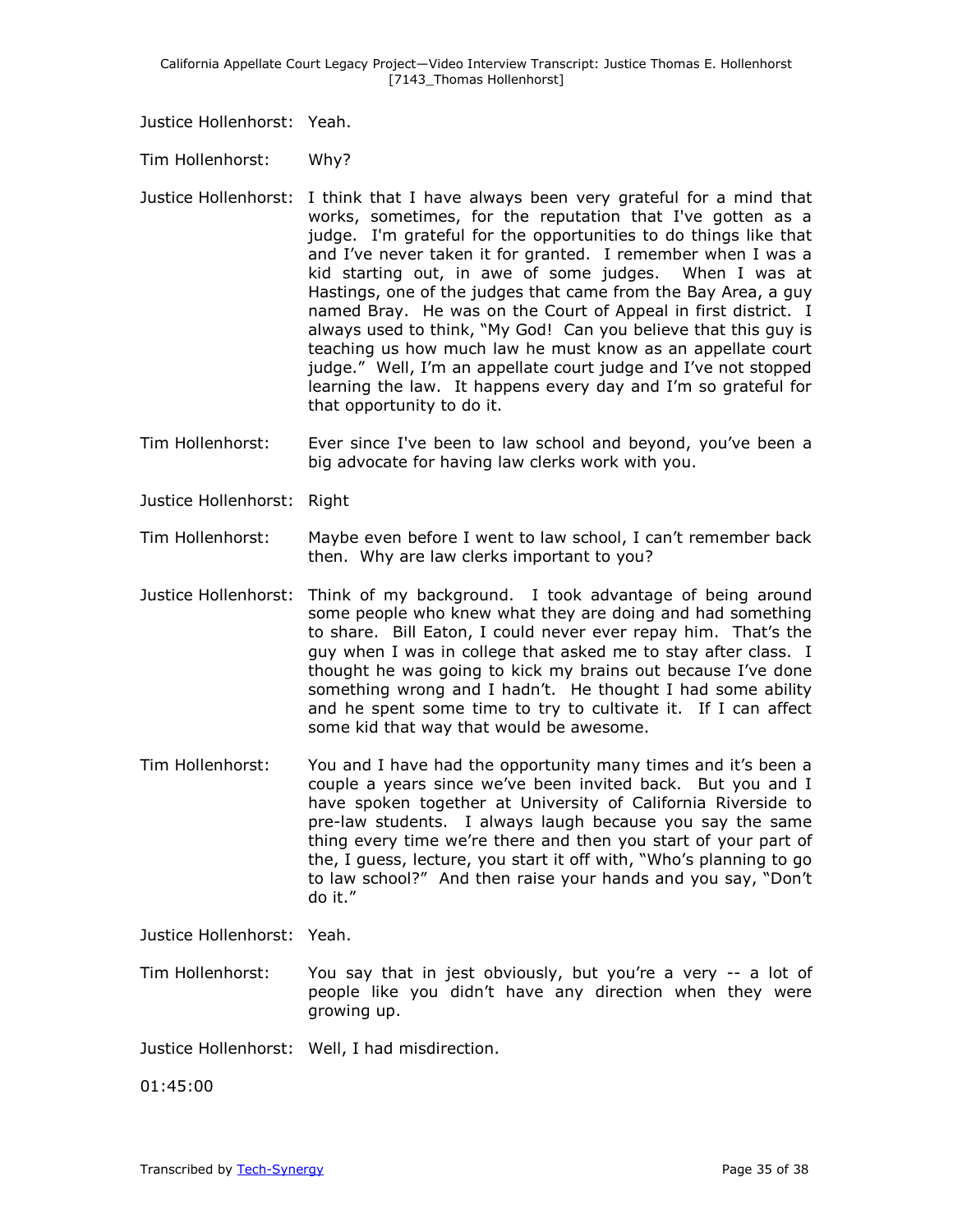Justice Hollenhorst: Yeah.

Tim Hollenhorst: Why?

Justice Hollenhorst: I think that I have always been very grateful for a mind that works, sometimes, for the reputation that I've gotten as a judge. I'm grateful for the opportunities to do things like that and I've never taken it for granted. I remember when I was a kid starting out, in awe of some judges. When I was at Hastings, one of the judges that came from the Bay Area, a guy named Bray. He was on the Court of Appeal in first district. I always used to think, "My God! Can you believe that this guy is teaching us how much law he must know as an appellate court judge." Well, I'm an appellate court judge and I've not stopped learning the law. It happens every day and I'm so grateful for that opportunity to do it.

Tim Hollenhorst: Ever since I've been to law school and beyond, you've been a big advocate for having law clerks work with you.

Justice Hollenhorst: Right

Tim Hollenhorst: Maybe even before I went to law school, I can't remember back then. Why are law clerks important to you?

Justice Hollenhorst: Think of my background. I took advantage of being around some people who knew what they are doing and had something to share. Bill Eaton, I could never ever repay him. That's the guy when I was in college that asked me to stay after class. I thought he was going to kick my brains out because I've done something wrong and I hadn't. He thought I had some ability and he spent some time to try to cultivate it. If I can affect some kid that way that would be awesome.

Tim Hollenhorst: You and I have had the opportunity many times and it's been a couple a years since we've been invited back. But you and I have spoken together at University of California Riverside to pre-law students. I always laugh because you say the same thing every time we're there and then you start of your part of the, I guess, lecture, you start it off with, "Who's planning to go to law school?" And then raise your hands and you say, "Don't do it."

Justice Hollenhorst: Yeah.

Tim Hollenhorst: You say that in jest obviously, but you're a very -- a lot of people like you didn't have any direction when they were growing up.

Justice Hollenhorst: Well, I had misdirection.

01:45:00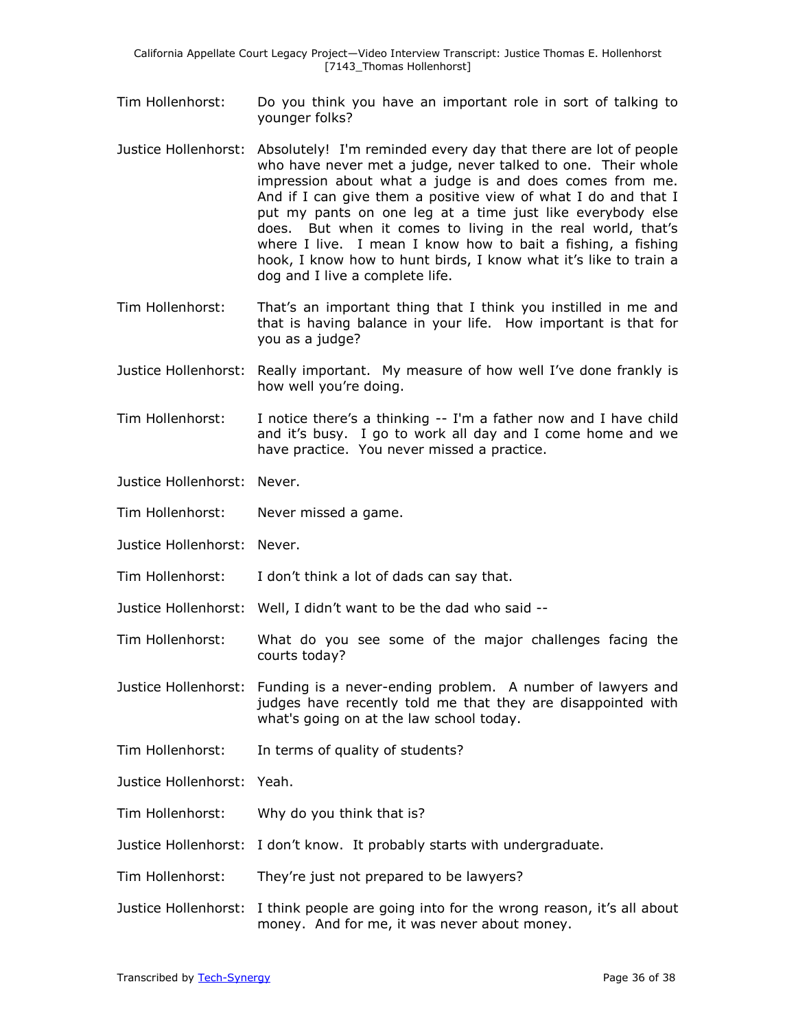Tim Hollenhorst: Do you think you have an important role in sort of talking to younger folks?

Justice Hollenhorst: Absolutely! I'm reminded every day that there are lot of people who have never met a judge, never talked to one. Their whole impression about what a judge is and does comes from me. And if I can give them a positive view of what I do and that I put my pants on one leg at a time just like everybody else does. But when it comes to living in the real world, that's where I live. I mean I know how to bait a fishing, a fishing hook, I know how to hunt birds, I know what it's like to train a dog and I live a complete life.

Tim Hollenhorst: That's an important thing that I think you instilled in me and that is having balance in your life. How important is that for you as a judge?

Justice Hollenhorst: Really important. My measure of how well I've done frankly is how well you're doing.

Tim Hollenhorst: I notice there's a thinking -- I'm a father now and I have child and it's busy. I go to work all day and I come home and we have practice. You never missed a practice.

Justice Hollenhorst: Never.

Tim Hollenhorst: Never missed a game.

Justice Hollenhorst: Never.

Tim Hollenhorst: I don't think a lot of dads can say that.

Justice Hollenhorst: Well, I didn't want to be the dad who said --

Tim Hollenhorst: What do you see some of the major challenges facing the courts today?

Justice Hollenhorst: Funding is a never-ending problem. A number of lawyers and judges have recently told me that they are disappointed with what's going on at the law school today.

Tim Hollenhorst: In terms of quality of students?

Justice Hollenhorst: Yeah.

Tim Hollenhorst: Why do you think that is?

Justice Hollenhorst: I don't know. It probably starts with undergraduate.

Tim Hollenhorst: They're just not prepared to be lawyers?

Justice Hollenhorst: I think people are going into for the wrong reason, it's all about money. And for me, it was never about money.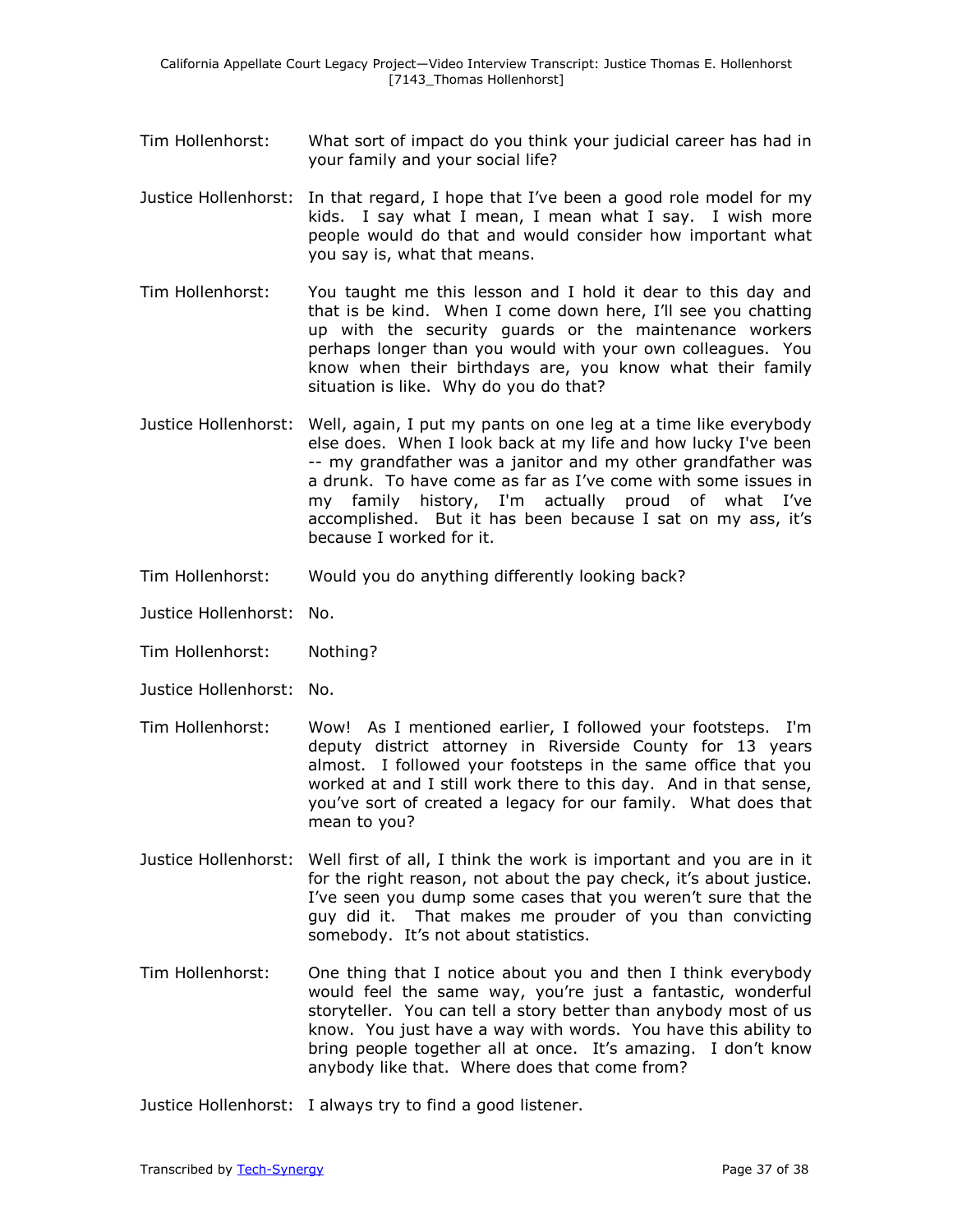Tim Hollenhorst: What sort of impact do you think your judicial career has had in your family and your social life?

Justice Hollenhorst: In that regard, I hope that I've been a good role model for my kids. I say what I mean, I mean what I say. I wish more people would do that and would consider how important what you say is, what that means.

Tim Hollenhorst: You taught me this lesson and I hold it dear to this day and that is be kind. When I come down here, I'll see you chatting up with the security guards or the maintenance workers perhaps longer than you would with your own colleagues. You know when their birthdays are, you know what their family situation is like. Why do you do that?

Justice Hollenhorst: Well, again, I put my pants on one leg at a time like everybody else does. When I look back at my life and how lucky I've been -- my grandfather was a janitor and my other grandfather was a drunk. To have come as far as I've come with some issues in my family history, I'm actually proud of what I've accomplished. But it has been because I sat on my ass, it's because I worked for it.

Tim Hollenhorst: Would you do anything differently looking back?

Justice Hollenhorst: No.

Tim Hollenhorst: Nothing?

Justice Hollenhorst: No.

Tim Hollenhorst: Wow! As I mentioned earlier, I followed your footsteps. I'm deputy district attorney in Riverside County for 13 years almost. I followed your footsteps in the same office that you worked at and I still work there to this day. And in that sense, you've sort of created a legacy for our family. What does that mean to you?

Justice Hollenhorst: Well first of all, I think the work is important and you are in it for the right reason, not about the pay check, it's about justice. I've seen you dump some cases that you weren't sure that the guy did it. That makes me prouder of you than convicting somebody. It's not about statistics.

Tim Hollenhorst: One thing that I notice about you and then I think everybody would feel the same way, you're just a fantastic, wonderful storyteller. You can tell a story better than anybody most of us know. You just have a way with words. You have this ability to bring people together all at once. It's amazing. I don't know anybody like that. Where does that come from?

Justice Hollenhorst: I always try to find a good listener.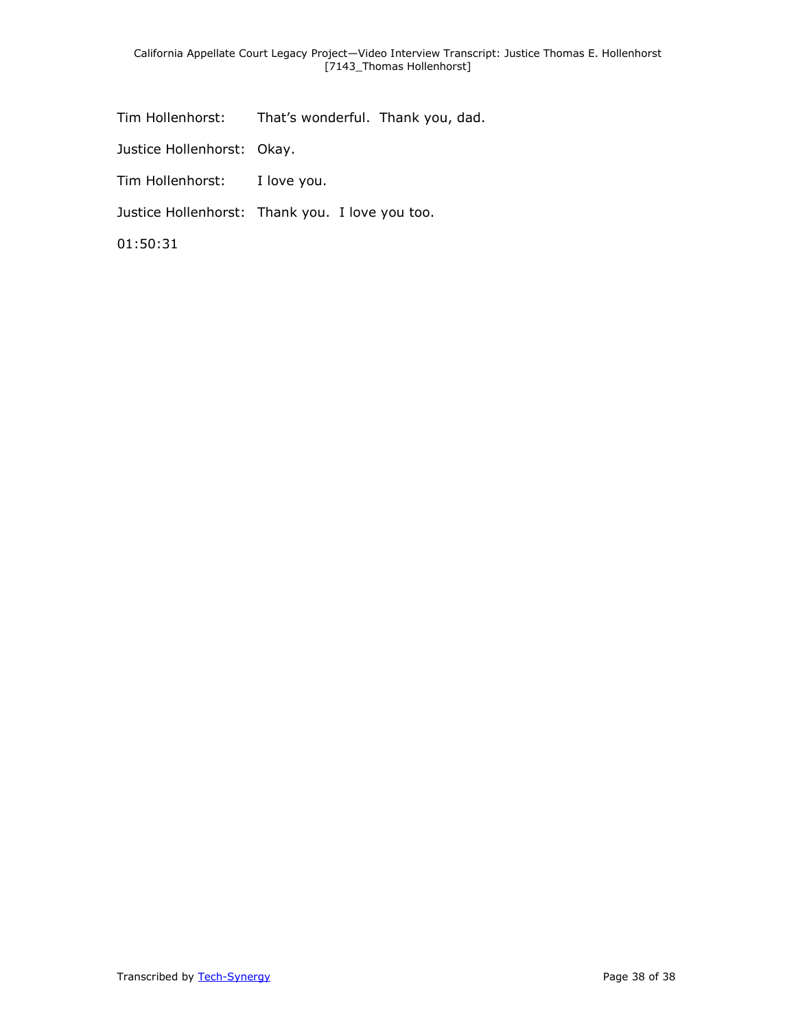Tim Hollenhorst: That's wonderful. Thank you, dad.

Justice Hollenhorst: Okay.

Tim Hollenhorst: I love you.

Justice Hollenhorst: Thank you. I love you too.

01:50:31